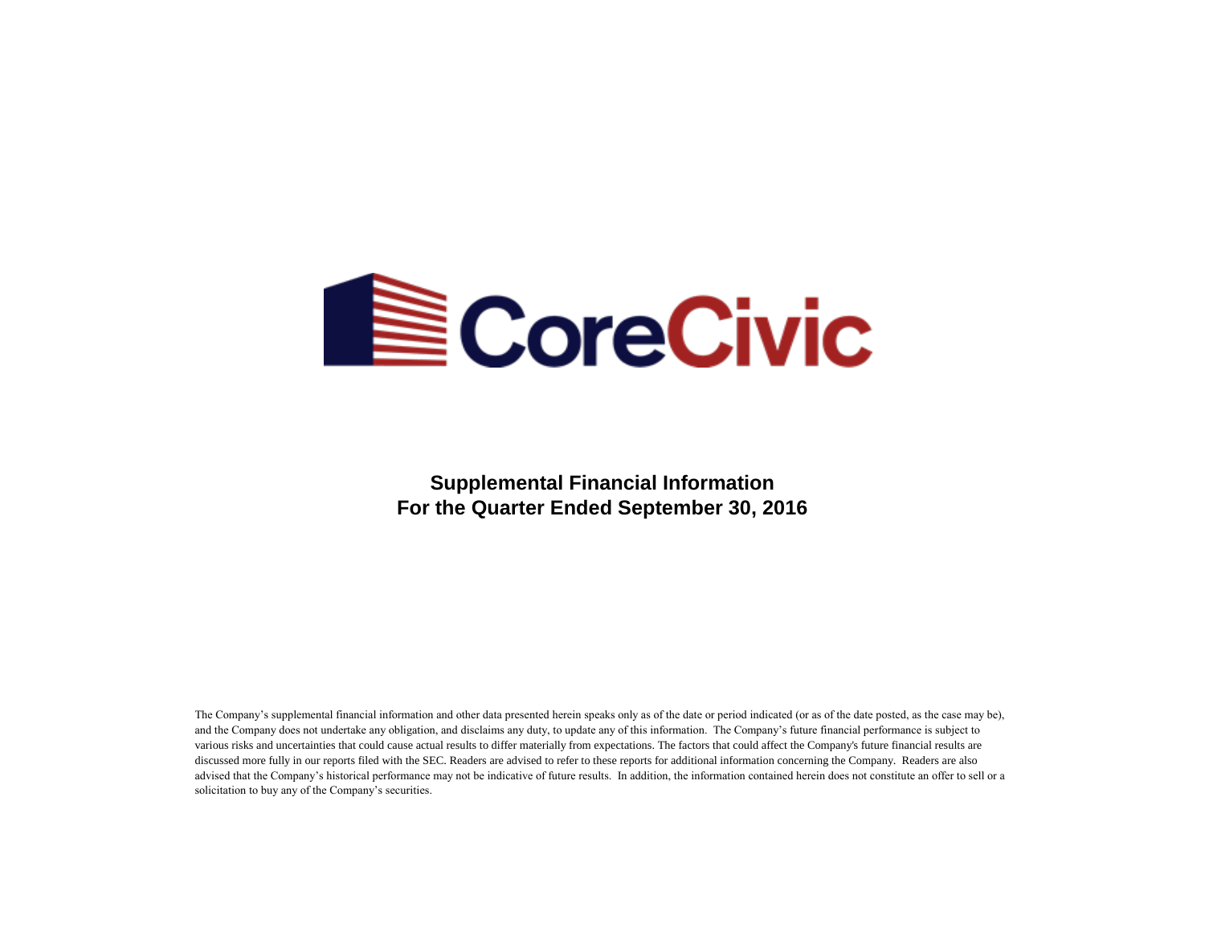# CoreCivic

**Supplemental Financial Information**
**For the Quarter Ended September 30, 2016**

The Company's supplemental financial information and other data presented herein speaks only as of the date or period indicated (or as of the date posted, as the case may be), and the Company does not undertake any obligation, and disclaims any duty, to update any of this information. The Company's future financial performance is subject to various risks and uncertainties that could cause actual results to differ materially from expectations. The factors that could affect the Company's future financial results are discussed more fully in our reports filed with the SEC. Readers are advised to refer to these reports for additional information concerning the Company. Readers are also advised that the Company's historical performance may not be indicative of future results. In addition, the information contained herein does not constitute an offer to sell or a solicitation to buy any of the Company's securities.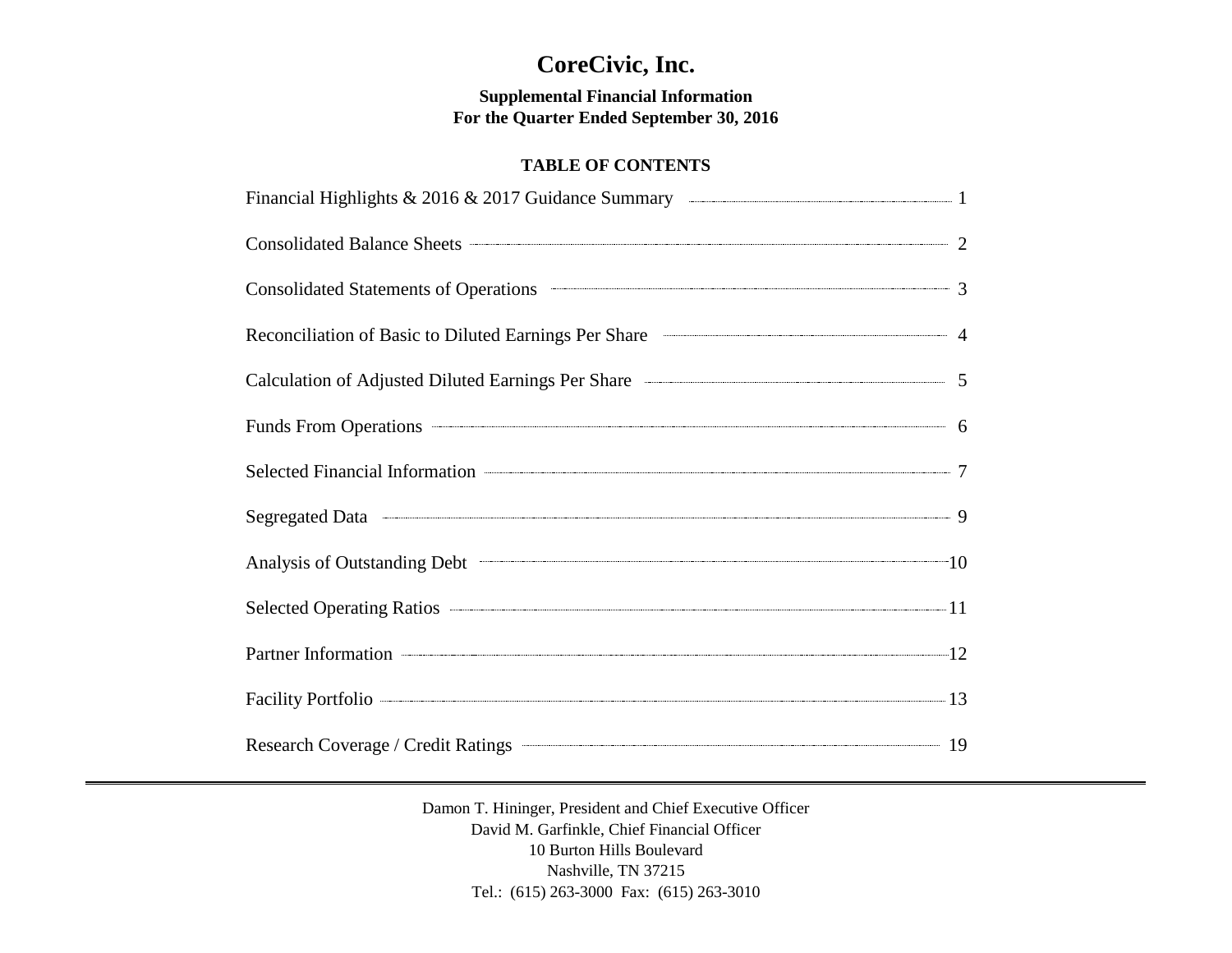# CoreCivic, Inc.

**Supplemental Financial Information**
**For the Quarter Ended September 30, 2016**

## TABLE OF CONTENTS

| | |
|---|---|
| Financial Highlights & 2016 & 2017 Guidance Summary | 1 |
| Consolidated Balance Sheets | 2 |
| Consolidated Statements of Operations | 3 |
| Reconciliation of Basic to Diluted Earnings Per Share | 4 |
| Calculation of Adjusted Diluted Earnings Per Share | 5 |
| Funds From Operations | 6 |
| Selected Financial Information | 7 |
| Segregated Data | 9 |
| Analysis of Outstanding Debt | 10 |
| Selected Operating Ratios | 11 |
| Partner Information | 12 |
| Facility Portfolio | 13 |
| Research Coverage / Credit Ratings | 19 |

---

Damon T. Hininger, President and Chief Executive Officer
David M. Garfinkle, Chief Financial Officer
10 Burton Hills Boulevard
Nashville, TN 37215
Tel.: (615) 263-3000 Fax: (615) 263-3010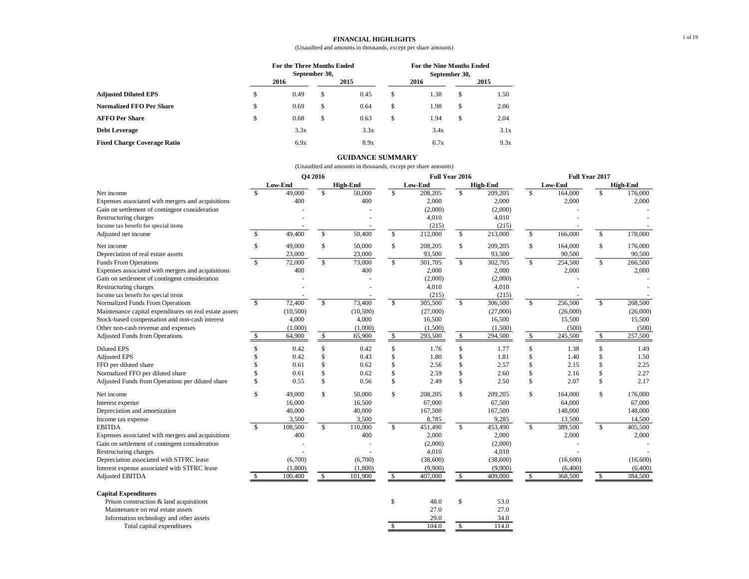## FINANCIAL HIGHLIGHTS

(Unaudited and amounts in thousands, except per share amounts)

| | For the Three Months Ended September 30, | | For the Nine Months Ended September 30, | |
|---|---|---|---|---|
| | 2016 | 2015 | 2016 | 2015 |
| **Adjusted Diluted EPS** | $ 0.49 | $ 0.45 | $ 1.38 | $ 1.50 |
| **Normalized FFO Per Share** | $ 0.69 | $ 0.64 | $ 1.98 | $ 2.06 |
| **AFFO Per Share** | $ 0.68 | $ 0.63 | $ 1.94 | $ 2.04 |
| **Debt Leverage** | 3.3x | 3.3x | 3.4x | 3.1x |
| **Fixed Charge Coverage Ratio** | 6.9x | 8.9x | 6.7x | 9.3x |

## GUIDANCE SUMMARY

(Unaudited and amounts in thousands, except per share amounts)

| | Q4 2016 | | Full Year 2016 | | Full Year 2017 | |
|---|---|---|---|---|---|---|
| | Low-End | High-End | Low-End | High-End | Low-End | High-End |
| Net income | $ 49,000 | $ 50,000 | $ 208,205 | $ 209,205 | $ 164,000 | $ 176,000 |
| Expenses associated with mergers and acquisitions | 400 | 400 | 2,000 | 2,000 | 2,000 | 2,000 |
| Gain on settlement of contingent consideration | - | - | (2,000) | (2,000) | - | - |
| Restructuring charges | - | - | 4,010 | 4,010 | - | - |
| Income tax benefit for special items | - | - | (215) | (215) | - | - |
| Adjusted net income | $ 49,400 | $ 50,400 | $ 212,000 | $ 213,000 | $ 166,000 | $ 178,000 |
| Net income | $ 49,000 | $ 50,000 | $ 208,205 | $ 209,205 | $ 164,000 | $ 176,000 |
| Depreciation of real estate assets | 23,000 | 23,000 | 93,500 | 93,500 | 90,500 | 90,500 |
| Funds From Operations | $ 72,000 | $ 73,000 | $ 301,705 | $ 302,705 | $ 254,500 | $ 266,500 |
| Expenses associated with mergers and acquisitions | 400 | 400 | 2,000 | 2,000 | 2,000 | 2,000 |
| Gain on settlement of contingent consideration | - | - | (2,000) | (2,000) | - | - |
| Restructuring charges | - | - | 4,010 | 4,010 | - | - |
| Income tax benefit for special items | - | - | (215) | (215) | - | - |
| Normalized Funds From Operations | $ 72,400 | $ 73,400 | $ 305,500 | $ 306,500 | $ 256,500 | $ 268,500 |
| Maintenance capital expenditures on real estate assets | (10,500) | (10,500) | (27,000) | (27,000) | (26,000) | (26,000) |
| Stock-based compensation and non-cash interest | 4,000 | 4,000 | 16,500 | 16,500 | 15,500 | 15,500 |
| Other non-cash revenue and expenses | (1,000) | (1,000) | (1,500) | (1,500) | (500) | (500) |
| Adjusted Funds from Operations | $ 64,900 | $ 65,900 | $ 293,500 | $ 294,500 | $ 245,500 | $ 257,500 |
| Diluted EPS | $ 0.42 | $ 0.42 | $ 1.76 | $ 1.77 | $ 1.38 | $ 1.49 |
| Adjusted EPS | $ 0.42 | $ 0.43 | $ 1.80 | $ 1.81 | $ 1.40 | $ 1.50 |
| FFO per diluted share | $ 0.61 | $ 0.62 | $ 2.56 | $ 2.57 | $ 2.15 | $ 2.25 |
| Normalized FFO per diluted share | $ 0.61 | $ 0.62 | $ 2.59 | $ 2.60 | $ 2.16 | $ 2.27 |
| Adjusted Funds from Operations per diluted share | $ 0.55 | $ 0.56 | $ 2.49 | $ 2.50 | $ 2.07 | $ 2.17 |
| Net income | $ 49,000 | $ 50,000 | $ 208,205 | $ 209,205 | $ 164,000 | $ 176,000 |
| Interest expense | 16,000 | 16,500 | 67,000 | 67,500 | 64,000 | 67,000 |
| Depreciation and amortization | 40,000 | 40,000 | 167,500 | 167,500 | 148,000 | 148,000 |
| Income tax expense | 3,500 | 3,500 | 8,785 | 9,285 | 13,500 | 14,500 |
| EBITDA | $ 108,500 | $ 110,000 | $ 451,490 | $ 453,490 | $ 389,500 | $ 405,500 |
| Expenses associated with mergers and acquisitions | 400 | 400 | 2,000 | 2,000 | 2,000 | 2,000 |
| Gain on settlement of contingent consideration | - | - | (2,000) | (2,000) | - | - |
| Restructuring charges | - | - | 4,010 | 4,010 | - | - |
| Depreciation associated with STFRC lease | (6,700) | (6,700) | (38,600) | (38,600) | (16,600) | (16,600) |
| Interest expense associated with STFRC lease | (1,800) | (1,800) | (9,900) | (9,900) | (6,400) | (6,400) |
| Adjusted EBITDA | $ 100,400 | $ 101,900 | $ 407,000 | $ 409,000 | $ 368,500 | $ 384,500 |
| **Capital Expenditures** | | | | | | |
| Prison construction & land acquisitions | | | $ 48.0 | $ 53.0 | | |
| Maintenance on real estate assets | | | 27.0 | 27.0 | | |
| Information technology and other assets | | | 29.0 | 34.0 | | |
| Total capital expenditures | | | $ 104.0 | $ 114.0 | | |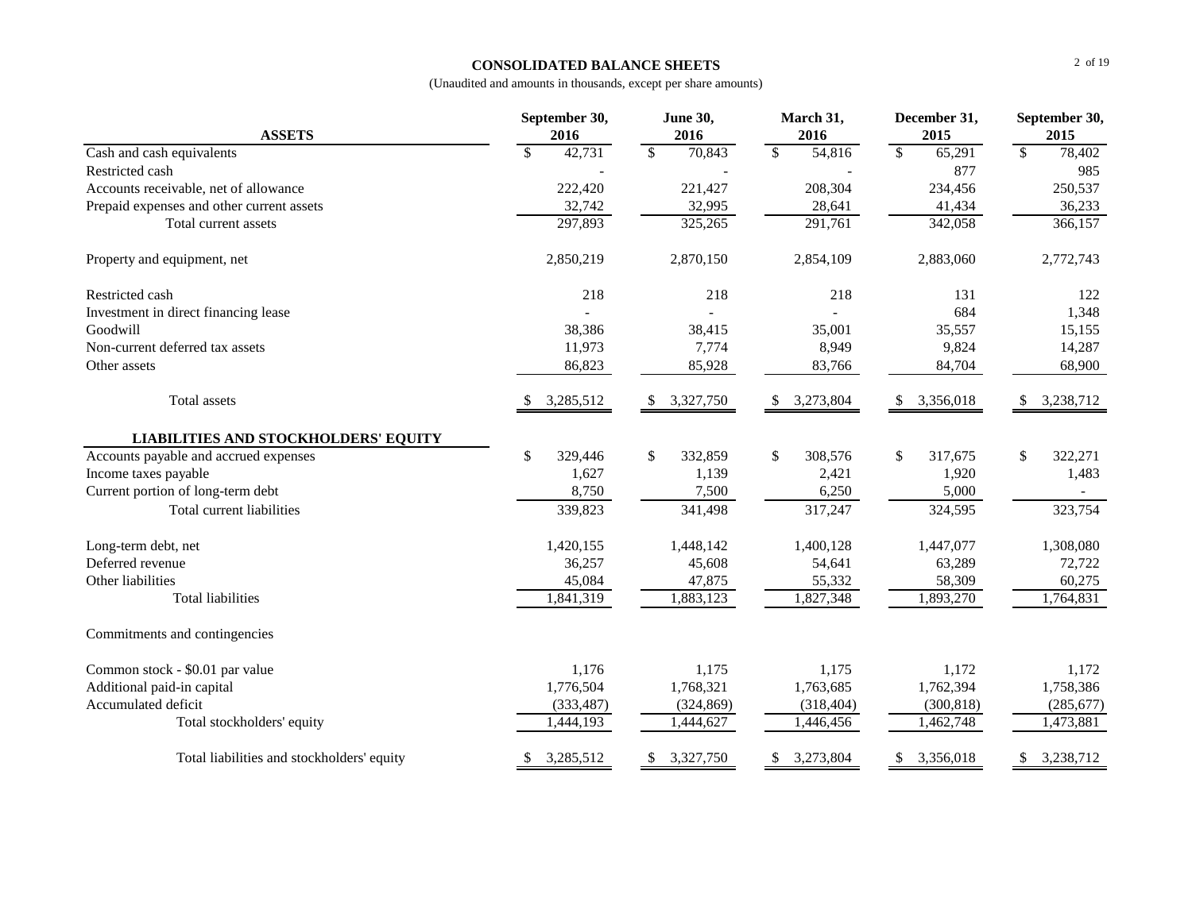# CONSOLIDATED BALANCE SHEETS

(Unaudited and amounts in thousands, except per share amounts)

| ASSETS | September 30, 2016 | June 30, 2016 | March 31, 2016 | December 31, 2015 | September 30, 2015 |
|---|---|---|---|---|---|
| Cash and cash equivalents | $ 42,731 | $ 70,843 | $ 54,816 | $ 65,291 | $ 78,402 |
| Restricted cash | - | - | - | 877 | 985 |
| Accounts receivable, net of allowance | 222,420 | 221,427 | 208,304 | 234,456 | 250,537 |
| Prepaid expenses and other current assets | 32,742 | 32,995 | 28,641 | 41,434 | 36,233 |
| Total current assets | 297,893 | 325,265 | 291,761 | 342,058 | 366,157 |
| | | | | | |
| Property and equipment, net | 2,850,219 | 2,870,150 | 2,854,109 | 2,883,060 | 2,772,743 |
| | | | | | |
| Restricted cash | 218 | 218 | 218 | 131 | 122 |
| Investment in direct financing lease | - | - | - | 684 | 1,348 |
| Goodwill | 38,386 | 38,415 | 35,001 | 35,557 | 15,155 |
| Non-current deferred tax assets | 11,973 | 7,774 | 8,949 | 9,824 | 14,287 |
| Other assets | 86,823 | 85,928 | 83,766 | 84,704 | 68,900 |
| | | | | | |
| Total assets | $ 3,285,512 | $ 3,327,750 | $ 3,273,804 | $ 3,356,018 | $ 3,238,712 |
| | | | | | |
| **LIABILITIES AND STOCKHOLDERS' EQUITY** | | | | | |
| Accounts payable and accrued expenses | $ 329,446 | $ 332,859 | $ 308,576 | $ 317,675 | $ 322,271 |
| Income taxes payable | 1,627 | 1,139 | 2,421 | 1,920 | 1,483 |
| Current portion of long-term debt | 8,750 | 7,500 | 6,250 | 5,000 | - |
| Total current liabilities | 339,823 | 341,498 | 317,247 | 324,595 | 323,754 |
| | | | | | |
| Long-term debt, net | 1,420,155 | 1,448,142 | 1,400,128 | 1,447,077 | 1,308,080 |
| Deferred revenue | 36,257 | 45,608 | 54,641 | 63,289 | 72,722 |
| Other liabilities | 45,084 | 47,875 | 55,332 | 58,309 | 60,275 |
| Total liabilities | 1,841,319 | 1,883,123 | 1,827,348 | 1,893,270 | 1,764,831 |
| | | | | | |
| Commitments and contingencies | | | | | |
| | | | | | |
| Common stock - $0.01 par value | 1,176 | 1,175 | 1,175 | 1,172 | 1,172 |
| Additional paid-in capital | 1,776,504 | 1,768,321 | 1,763,685 | 1,762,394 | 1,758,386 |
| Accumulated deficit | (333,487) | (324,869) | (318,404) | (300,818) | (285,677) |
| Total stockholders' equity | 1,444,193 | 1,444,627 | 1,446,456 | 1,462,748 | 1,473,881 |
| | | | | | |
| Total liabilities and stockholders' equity | $ 3,285,512 | $ 3,327,750 | $ 3,273,804 | $ 3,356,018 | $ 3,238,712 |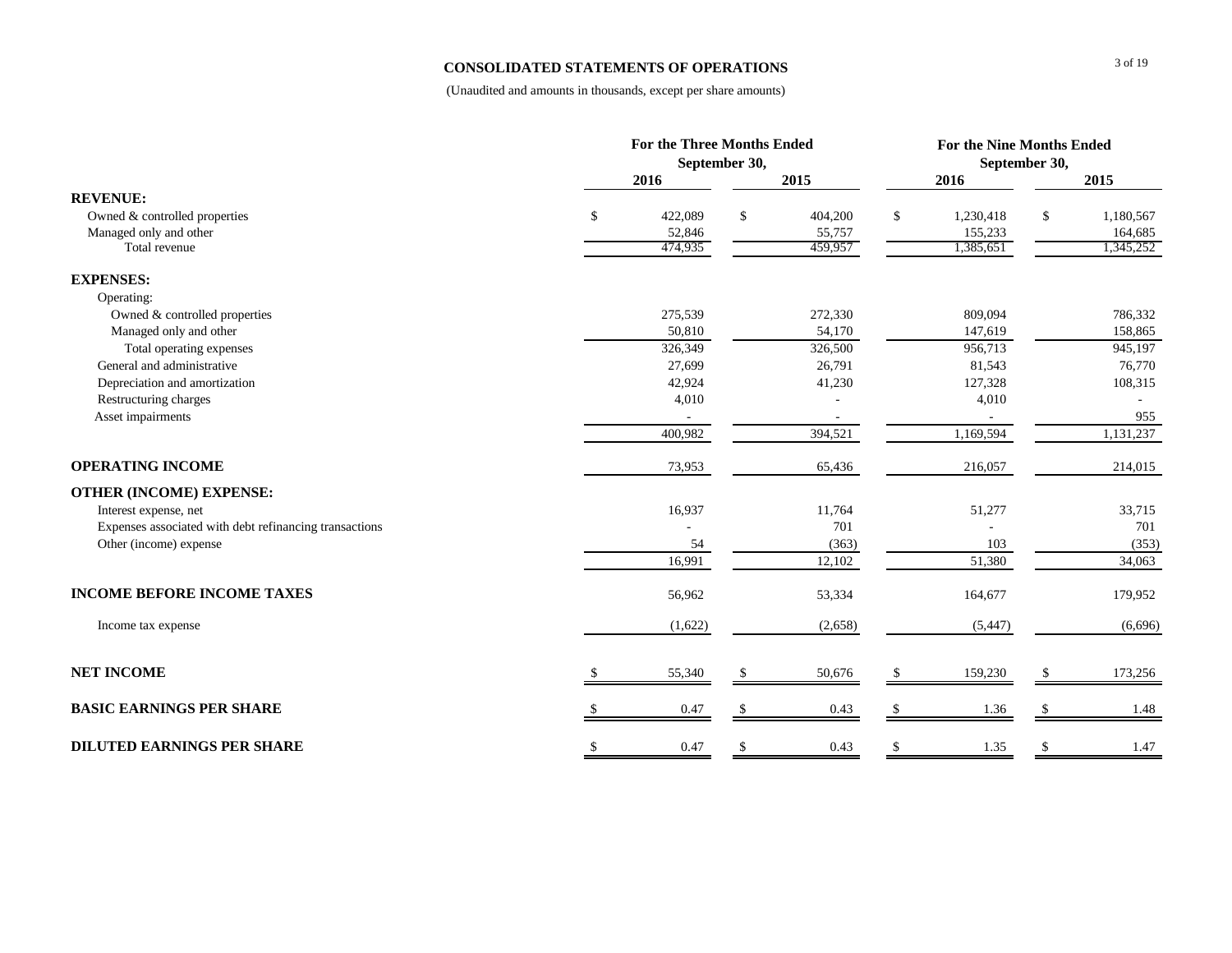# CONSOLIDATED STATEMENTS OF OPERATIONS

(Unaudited and amounts in thousands, except per share amounts)

| | For the Three Months Ended September 30, | | For the Nine Months Ended September 30, | |
|---|---|---|---|---|
| | 2016 | 2015 | 2016 | 2015 |
| **REVENUE:** | | | | |
| Owned & controlled properties | $ 422,089 | $ 404,200 | $ 1,230,418 | $ 1,180,567 |
| Managed only and other | 52,846 | 55,757 | 155,233 | 164,685 |
| Total revenue | 474,935 | 459,957 | 1,385,651 | 1,345,252 |
| **EXPENSES:** | | | | |
| Operating: | | | | |
| Owned & controlled properties | 275,539 | 272,330 | 809,094 | 786,332 |
| Managed only and other | 50,810 | 54,170 | 147,619 | 158,865 |
| Total operating expenses | 326,349 | 326,500 | 956,713 | 945,197 |
| General and administrative | 27,699 | 26,791 | 81,543 | 76,770 |
| Depreciation and amortization | 42,924 | 41,230 | 127,328 | 108,315 |
| Restructuring charges | 4,010 | - | 4,010 | - |
| Asset impairments | - | - | - | 955 |
| | 400,982 | 394,521 | 1,169,594 | 1,131,237 |
| **OPERATING INCOME** | 73,953 | 65,436 | 216,057 | 214,015 |
| **OTHER (INCOME) EXPENSE:** | | | | |
| Interest expense, net | 16,937 | 11,764 | 51,277 | 33,715 |
| Expenses associated with debt refinancing transactions | - | 701 | - | 701 |
| Other (income) expense | 54 | (363) | 103 | (353) |
| | 16,991 | 12,102 | 51,380 | 34,063 |
| **INCOME BEFORE INCOME TAXES** | 56,962 | 53,334 | 164,677 | 179,952 |
| Income tax expense | (1,622) | (2,658) | (5,447) | (6,696) |
| **NET INCOME** | $ 55,340 | $ 50,676 | $ 159,230 | $ 173,256 |
| **BASIC EARNINGS PER SHARE** | $ 0.47 | $ 0.43 | $ 1.36 | $ 1.48 |
| **DILUTED EARNINGS PER SHARE** | $ 0.47 | $ 0.43 | $ 1.35 | $ 1.47 |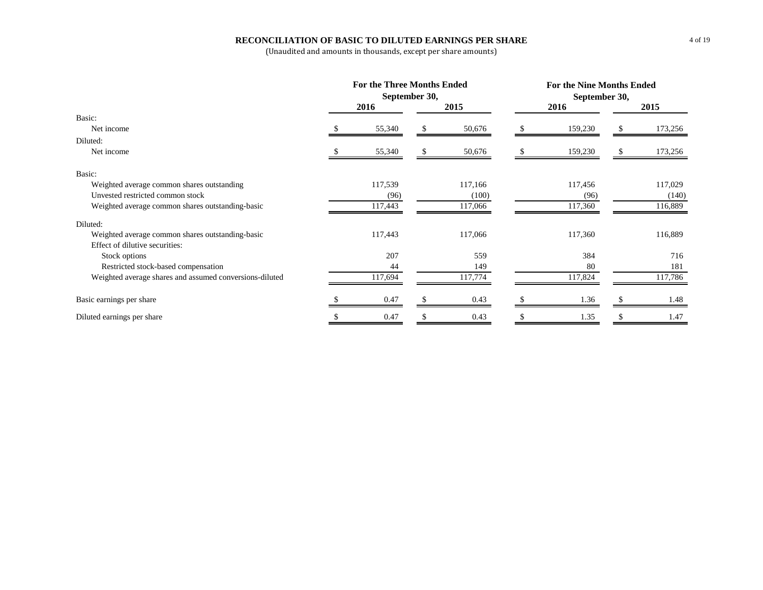# RECONCILIATION OF BASIC TO DILUTED EARNINGS PER SHARE

(Unaudited and amounts in thousands, except per share amounts)

| | For the Three Months Ended September 30, | | For the Nine Months Ended September 30, | |
|---|---|---|---|---|
| | 2016 | 2015 | 2016 | 2015 |
| Basic: | | | | |
| Net income | $ 55,340 | $ 50,676 | $ 159,230 | $ 173,256 |
| Diluted: | | | | |
| Net income | $ 55,340 | $ 50,676 | $ 159,230 | $ 173,256 |
| Basic: | | | | |
| Weighted average common shares outstanding | 117,539 | 117,166 | 117,456 | 117,029 |
| Unvested restricted common stock | (96) | (100) | (96) | (140) |
| Weighted average common shares outstanding-basic | 117,443 | 117,066 | 117,360 | 116,889 |
| Diluted: | | | | |
| Weighted average common shares outstanding-basic | 117,443 | 117,066 | 117,360 | 116,889 |
| Effect of dilutive securities: | | | | |
| Stock options | 207 | 559 | 384 | 716 |
| Restricted stock-based compensation | 44 | 149 | 80 | 181 |
| Weighted average shares and assumed conversions-diluted | 117,694 | 117,774 | 117,824 | 117,786 |
| Basic earnings per share | $ 0.47 | $ 0.43 | $ 1.36 | $ 1.48 |
| Diluted earnings per share | $ 0.47 | $ 0.43 | $ 1.35 | $ 1.47 |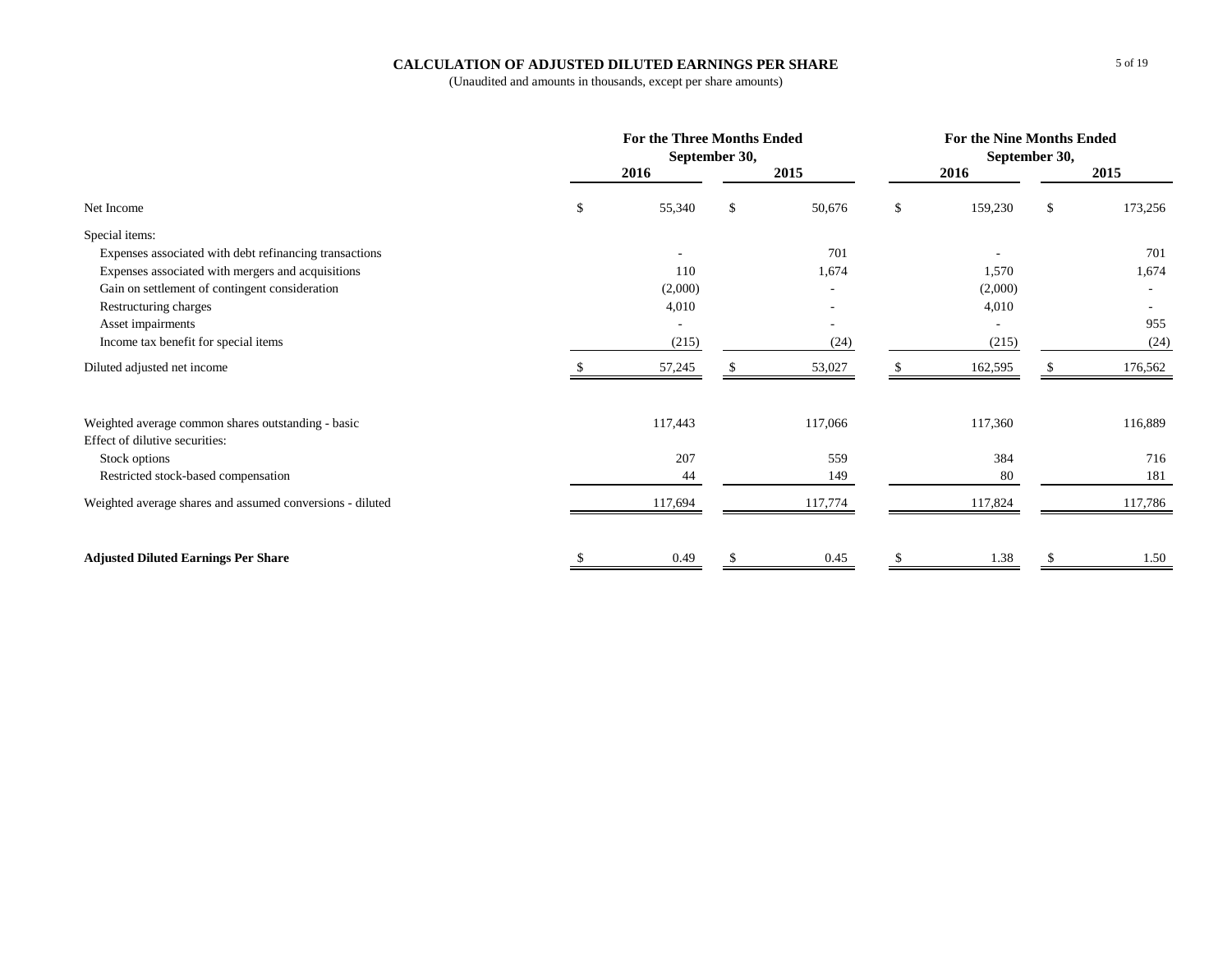# CALCULATION OF ADJUSTED DILUTED EARNINGS PER SHARE

(Unaudited and amounts in thousands, except per share amounts)

| | For the Three Months Ended September 30, | | For the Nine Months Ended September 30, | |
|---|---|---|---|---|
| | 2016 | 2015 | 2016 | 2015 |
| Net Income | $ 55,340 | $ 50,676 | $ 159,230 | $ 173,256 |
| Special items: | | | | |
| Expenses associated with debt refinancing transactions | - | 701 | - | 701 |
| Expenses associated with mergers and acquisitions | 110 | 1,674 | 1,570 | 1,674 |
| Gain on settlement of contingent consideration | (2,000) | - | (2,000) | - |
| Restructuring charges | 4,010 | - | 4,010 | - |
| Asset impairments | - | - | - | 955 |
| Income tax benefit for special items | (215) | (24) | (215) | (24) |
| Diluted adjusted net income | $ 57,245 | $ 53,027 | $ 162,595 | $ 176,562 |
| | | | | |
| Weighted average common shares outstanding - basic | 117,443 | 117,066 | 117,360 | 116,889 |
| Effect of dilutive securities: | | | | |
| Stock options | 207 | 559 | 384 | 716 |
| Restricted stock-based compensation | 44 | 149 | 80 | 181 |
| Weighted average shares and assumed conversions - diluted | 117,694 | 117,774 | 117,824 | 117,786 |
| | | | | |
| **Adjusted Diluted Earnings Per Share** | $ 0.49 | $ 0.45 | $ 1.38 | $ 1.50 |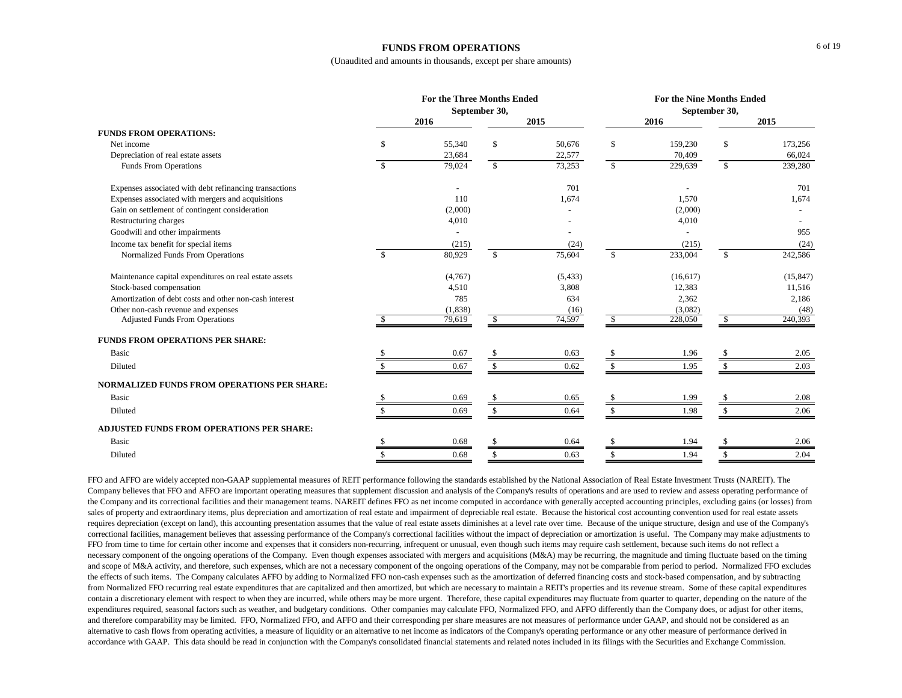# FUNDS FROM OPERATIONS

(Unaudited and amounts in thousands, except per share amounts)

| | For the Three Months Ended September 30, | | For the Nine Months Ended September 30, | |
|---|---|---|---|---|
| | 2016 | 2015 | 2016 | 2015 |
| **FUNDS FROM OPERATIONS:** | | | | |
| Net income | $ 55,340 | $ 50,676 | $ 159,230 | $ 173,256 |
| Depreciation of real estate assets | 23,684 | 22,577 | 70,409 | 66,024 |
| Funds From Operations | $ 79,024 | $ 73,253 | $ 229,639 | $ 239,280 |
| | | | | |
| Expenses associated with debt refinancing transactions | - | 701 | - | 701 |
| Expenses associated with mergers and acquisitions | 110 | 1,674 | 1,570 | 1,674 |
| Gain on settlement of contingent consideration | (2,000) | - | (2,000) | - |
| Restructuring charges | 4,010 | - | 4,010 | - |
| Goodwill and other impairments | - | - | - | 955 |
| Income tax benefit for special items | (215) | (24) | (215) | (24) |
| Normalized Funds From Operations | $ 80,929 | $ 75,604 | $ 233,004 | $ 242,586 |
| | | | | |
| Maintenance capital expenditures on real estate assets | (4,767) | (5,433) | (16,617) | (15,847) |
| Stock-based compensation | 4,510 | 3,808 | 12,383 | 11,516 |
| Amortization of debt costs and other non-cash interest | 785 | 634 | 2,362 | 2,186 |
| Other non-cash revenue and expenses | (1,838) | (16) | (3,082) | (48) |
| Adjusted Funds From Operations | $ 79,619 | $ 74,597 | $ 228,050 | $ 240,393 |
| **FUNDS FROM OPERATIONS PER SHARE:** | | | | |
| Basic | $ 0.67 | $ 0.63 | $ 1.96 | $ 2.05 |
| Diluted | $ 0.67 | $ 0.62 | $ 1.95 | $ 2.03 |
| **NORMALIZED FUNDS FROM OPERATIONS PER SHARE:** | | | | |
| Basic | $ 0.69 | $ 0.65 | $ 1.99 | $ 2.08 |
| Diluted | $ 0.69 | $ 0.64 | $ 1.98 | $ 2.06 |
| **ADJUSTED FUNDS FROM OPERATIONS PER SHARE:** | | | | |
| Basic | $ 0.68 | $ 0.64 | $ 1.94 | $ 2.06 |
| Diluted | $ 0.68 | $ 0.63 | $ 1.94 | $ 2.04 |

FFO and AFFO are widely accepted non-GAAP supplemental measures of REIT performance following the standards established by the National Association of Real Estate Investment Trusts (NAREIT). The Company believes that FFO and AFFO are important operating measures that supplement discussion and analysis of the Company's results of operations and are used to review and assess operating performance of the Company and its correctional facilities and their management teams. NAREIT defines FFO as net income computed in accordance with generally accepted accounting principles, excluding gains (or losses) from sales of property and extraordinary items, plus depreciation and amortization of real estate and impairment of depreciable real estate. Because the historical cost accounting convention used for real estate assets requires depreciation (except on land), this accounting presentation assumes that the value of real estate assets diminishes at a level rate over time. Because of the unique structure, design and use of the Company's correctional facilities, management believes that assessing performance of the Company's correctional facilities without the impact of depreciation or amortization is useful. The Company may make adjustments to FFO from time to time for certain other income and expenses that it considers non-recurring, infrequent or unusual, even though such items may require cash settlement, because such items do not reflect a necessary component of the ongoing operations of the Company. Even though expenses associated with mergers and acquisitions (M&A) may be recurring, the magnitude and timing fluctuate based on the timing and scope of M&A activity, and therefore, such expenses, which are not a necessary component of the ongoing operations of the Company, may not be comparable from period to period. Normalized FFO excludes the effects of such items. The Company calculates AFFO by adding to Normalized FFO non-cash expenses such as the amortization of deferred financing costs and stock-based compensation, and by subtracting from Normalized FFO recurring real estate expenditures that are capitalized and then amortized, but which are necessary to maintain a REIT's properties and its revenue stream. Some of these capital expenditures contain a discretionary element with respect to when they are incurred, while others may be more urgent. Therefore, these capital expenditures may fluctuate from quarter to quarter, depending on the nature of the expenditures required, seasonal factors such as weather, and budgetary conditions. Other companies may calculate FFO, Normalized FFO, and AFFO differently than the Company does, or adjust for other items, and therefore comparability may be limited. FFO, Normalized FFO, and AFFO and their corresponding per share measures are not measures of performance under GAAP, and should not be considered as an alternative to cash flows from operating activities, a measure of liquidity or an alternative to net income as indicators of the Company's operating performance or any other measure of performance derived in accordance with GAAP. This data should be read in conjunction with the Company's consolidated financial statements and related notes included in its filings with the Securities and Exchange Commission.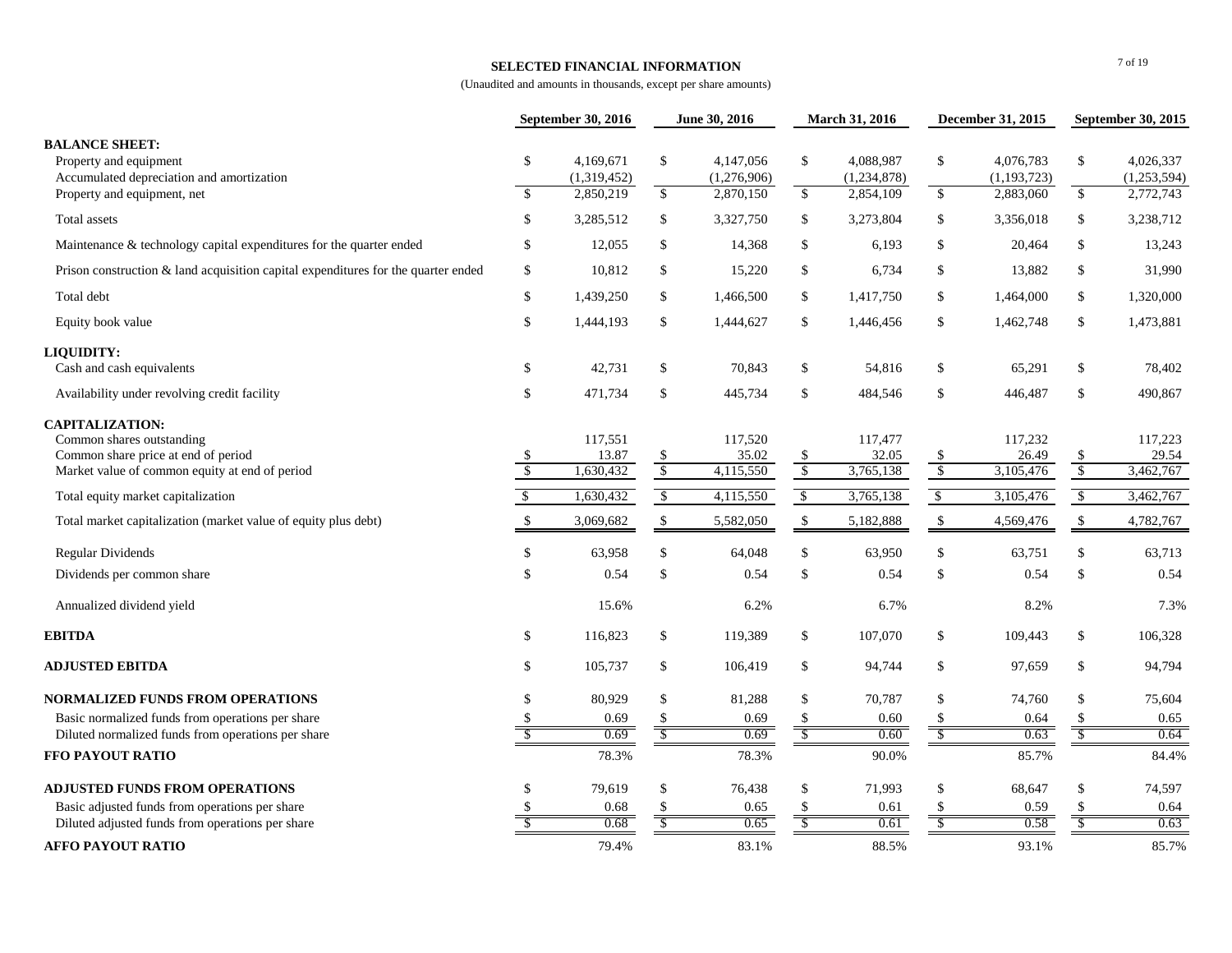**SELECTED FINANCIAL INFORMATION**

(Unaudited and amounts in thousands, except per share amounts)

| | September 30, 2016 | June 30, 2016 | March 31, 2016 | December 31, 2015 | September 30, 2015 |
|---|---|---|---|---|---|
| **BALANCE SHEET:** | | | | | |
| Property and equipment | $ 4,169,671 | $ 4,147,056 | $ 4,088,987 | $ 4,076,783 | $ 4,026,337 |
| Accumulated depreciation and amortization | (1,319,452) | (1,276,906) | (1,234,878) | (1,193,723) | (1,253,594) |
| Property and equipment, net | $ 2,850,219 | $ 2,870,150 | $ 2,854,109 | $ 2,883,060 | $ 2,772,743 |
| Total assets | $ 3,285,512 | $ 3,327,750 | $ 3,273,804 | $ 3,356,018 | $ 3,238,712 |
| Maintenance & technology capital expenditures for the quarter ended | $ 12,055 | $ 14,368 | $ 6,193 | $ 20,464 | $ 13,243 |
| Prison construction & land acquisition capital expenditures for the quarter ended | $ 10,812 | $ 15,220 | $ 6,734 | $ 13,882 | $ 31,990 |
| Total debt | $ 1,439,250 | $ 1,466,500 | $ 1,417,750 | $ 1,464,000 | $ 1,320,000 |
| Equity book value | $ 1,444,193 | $ 1,444,627 | $ 1,446,456 | $ 1,462,748 | $ 1,473,881 |
| **LIQUIDITY:** | | | | | |
| Cash and cash equivalents | $ 42,731 | $ 70,843 | $ 54,816 | $ 65,291 | $ 78,402 |
| Availability under revolving credit facility | $ 471,734 | $ 445,734 | $ 484,546 | $ 446,487 | $ 490,867 |
| **CAPITALIZATION:** | | | | | |
| Common shares outstanding | 117,551 | 117,520 | 117,477 | 117,232 | 117,223 |
| Common share price at end of period | $ 13.87 | $ 35.02 | $ 32.05 | $ 26.49 | $ 29.54 |
| Market value of common equity at end of period | $ 1,630,432 | $ 4,115,550 | $ 3,765,138 | $ 3,105,476 | $ 3,462,767 |
| Total equity market capitalization | $ 1,630,432 | $ 4,115,550 | $ 3,765,138 | $ 3,105,476 | $ 3,462,767 |
| Total market capitalization (market value of equity plus debt) | $ 3,069,682 | $ 5,582,050 | $ 5,182,888 | $ 4,569,476 | $ 4,782,767 |
| Regular Dividends | $ 63,958 | $ 64,048 | $ 63,950 | $ 63,751 | $ 63,713 |
| Dividends per common share | $ 0.54 | $ 0.54 | $ 0.54 | $ 0.54 | $ 0.54 |
| Annualized dividend yield | 15.6% | 6.2% | 6.7% | 8.2% | 7.3% |
| **EBITDA** | $ 116,823 | $ 119,389 | $ 107,070 | $ 109,443 | $ 106,328 |
| **ADJUSTED EBITDA** | $ 105,737 | $ 106,419 | $ 94,744 | $ 97,659 | $ 94,794 |
| **NORMALIZED FUNDS FROM OPERATIONS** | $ 80,929 | $ 81,288 | $ 70,787 | $ 74,760 | $ 75,604 |
| Basic normalized funds from operations per share | $ 0.69 | $ 0.69 | $ 0.60 | $ 0.64 | $ 0.65 |
| Diluted normalized funds from operations per share | $ 0.69 | $ 0.69 | $ 0.60 | $ 0.63 | $ 0.64 |
| **FFO PAYOUT RATIO** | 78.3% | 78.3% | 90.0% | 85.7% | 84.4% |
| **ADJUSTED FUNDS FROM OPERATIONS** | $ 79,619 | $ 76,438 | $ 71,993 | $ 68,647 | $ 74,597 |
| Basic adjusted funds from operations per share | $ 0.68 | $ 0.65 | $ 0.61 | $ 0.59 | $ 0.64 |
| Diluted adjusted funds from operations per share | $ 0.68 | $ 0.65 | $ 0.61 | $ 0.58 | $ 0.63 |
| **AFFO PAYOUT RATIO** | 79.4% | 83.1% | 88.5% | 93.1% | 85.7% |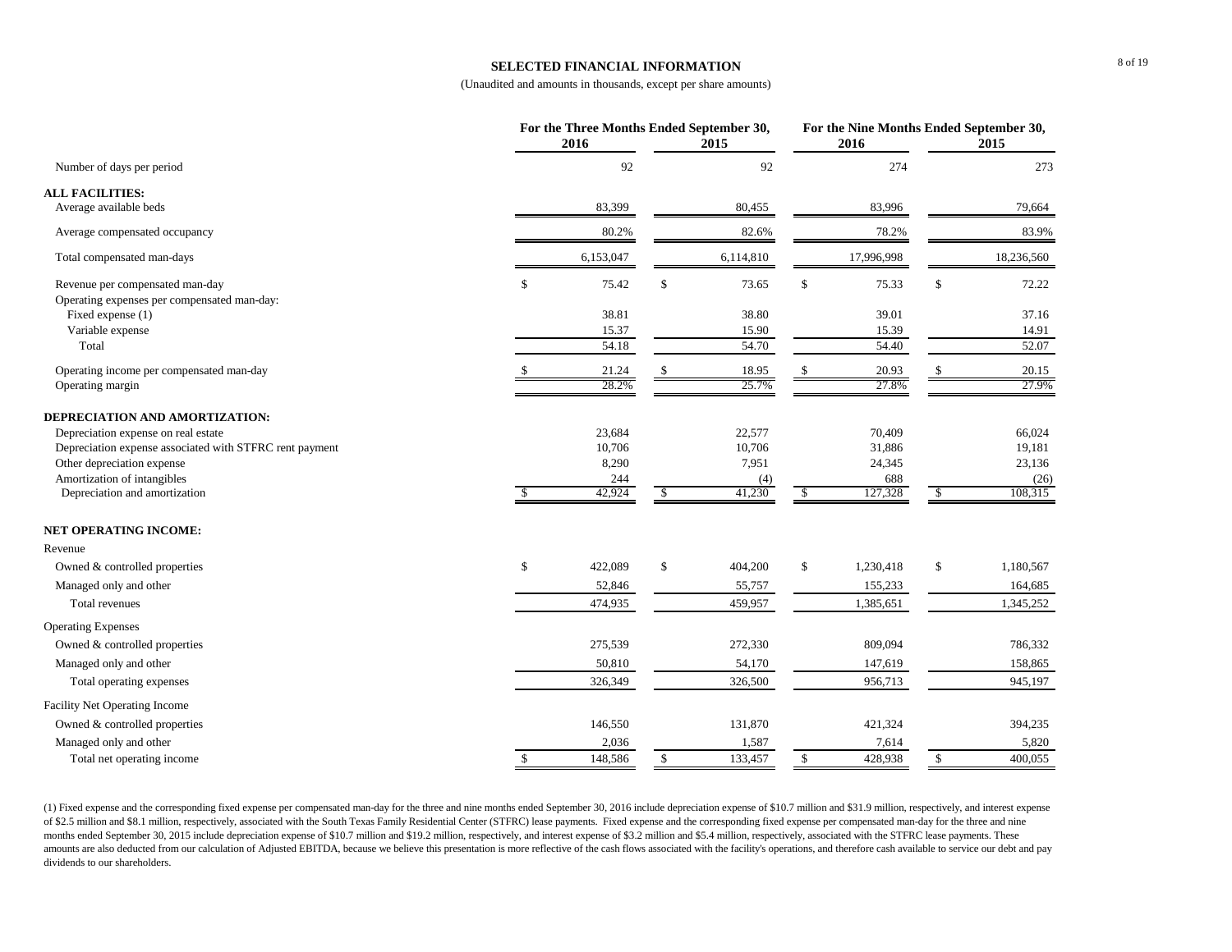## SELECTED FINANCIAL INFORMATION

(Unaudited and amounts in thousands, except per share amounts)

| | For the Three Months Ended September 30, 2016 | For the Three Months Ended September 30, 2015 | For the Nine Months Ended September 30, 2016 | For the Nine Months Ended September 30, 2015 |
|---|---|---|---|---|
| Number of days per period | 92 | 92 | 274 | 273 |
| **ALL FACILITIES:** | | | | |
| Average available beds | 83,399 | 80,455 | 83,996 | 79,664 |
| Average compensated occupancy | 80.2% | 82.6% | 78.2% | 83.9% |
| Total compensated man-days | 6,153,047 | 6,114,810 | 17,996,998 | 18,236,560 |
| Revenue per compensated man-day | $ 75.42 | $ 73.65 | $ 75.33 | $ 72.22 |
| Operating expenses per compensated man-day: | | | | |
| Fixed expense (1) | 38.81 | 38.80 | 39.01 | 37.16 |
| Variable expense | 15.37 | 15.90 | 15.39 | 14.91 |
| Total | 54.18 | 54.70 | 54.40 | 52.07 |
| Operating income per compensated man-day | $ 21.24 | $ 18.95 | $ 20.93 | $ 20.15 |
| Operating margin | 28.2% | 25.7% | 27.8% | 27.9% |
| **DEPRECIATION AND AMORTIZATION:** | | | | |
| Depreciation expense on real estate | 23,684 | 22,577 | 70,409 | 66,024 |
| Depreciation expense associated with STFRC rent payment | 10,706 | 10,706 | 31,886 | 19,181 |
| Other depreciation expense | 8,290 | 7,951 | 24,345 | 23,136 |
| Amortization of intangibles | 244 | (4) | 688 | (26) |
| Depreciation and amortization | $ 42,924 | $ 41,230 | $ 127,328 | $ 108,315 |
| **NET OPERATING INCOME:** | | | | |
| Revenue | | | | |
| Owned & controlled properties | $ 422,089 | $ 404,200 | $ 1,230,418 | $ 1,180,567 |
| Managed only and other | 52,846 | 55,757 | 155,233 | 164,685 |
| Total revenues | 474,935 | 459,957 | 1,385,651 | 1,345,252 |
| Operating Expenses | | | | |
| Owned & controlled properties | 275,539 | 272,330 | 809,094 | 786,332 |
| Managed only and other | 50,810 | 54,170 | 147,619 | 158,865 |
| Total operating expenses | 326,349 | 326,500 | 956,713 | 945,197 |
| Facility Net Operating Income | | | | |
| Owned & controlled properties | 146,550 | 131,870 | 421,324 | 394,235 |
| Managed only and other | 2,036 | 1,587 | 7,614 | 5,820 |
| Total net operating income | $ 148,586 | $ 133,457 | $ 428,938 | $ 400,055 |

(1) Fixed expense and the corresponding fixed expense per compensated man-day for the three and nine months ended September 30, 2016 include depreciation expense of $10.7 million and $31.9 million, respectively, and interest expense of $2.5 million and $8.1 million, respectively, associated with the South Texas Family Residential Center (STFRC) lease payments. Fixed expense and the corresponding fixed expense per compensated man-day for the three and nine months ended September 30, 2015 include depreciation expense of $10.7 million and $19.2 million, respectively, and interest expense of $3.2 million and $5.4 million, respectively, associated with the STFRC lease payments. These amounts are also deducted from our calculation of Adjusted EBITDA, because we believe this presentation is more reflective of the cash flows associated with the facility's operations, and therefore cash available to service our debt and pay dividends to our shareholders.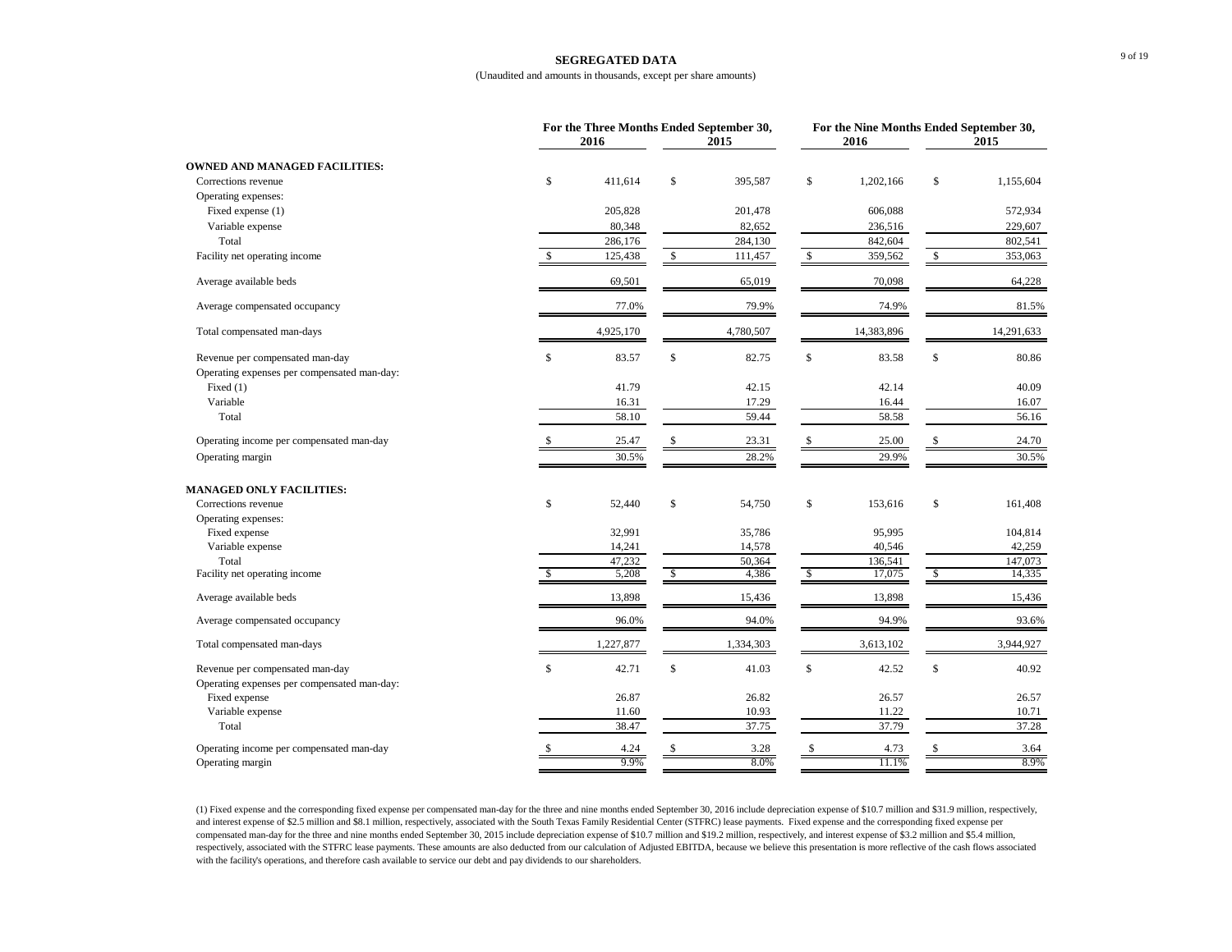## SEGREGATED DATA

(Unaudited and amounts in thousands, except per share amounts)

| | For the Three Months Ended September 30, 2016 | For the Three Months Ended September 30, 2015 | For the Nine Months Ended September 30, 2016 | For the Nine Months Ended September 30, 2015 |
|---|---|---|---|---|
| **OWNED AND MANAGED FACILITIES:** | | | | |
| Corrections revenue | $ 411,614 | $ 395,587 | $ 1,202,166 | $ 1,155,604 |
| Operating expenses: | | | | |
| Fixed expense (1) | 205,828 | 201,478 | 606,088 | 572,934 |
| Variable expense | 80,348 | 82,652 | 236,516 | 229,607 |
| Total | 286,176 | 284,130 | 842,604 | 802,541 |
| Facility net operating income | $ 125,438 | $ 111,457 | $ 359,562 | $ 353,063 |
| Average available beds | 69,501 | 65,019 | 70,098 | 64,228 |
| Average compensated occupancy | 77.0% | 79.9% | 74.9% | 81.5% |
| Total compensated man-days | 4,925,170 | 4,780,507 | 14,383,896 | 14,291,633 |
| Revenue per compensated man-day | $ 83.57 | $ 82.75 | $ 83.58 | $ 80.86 |
| Operating expenses per compensated man-day: | | | | |
| Fixed (1) | 41.79 | 42.15 | 42.14 | 40.09 |
| Variable | 16.31 | 17.29 | 16.44 | 16.07 |
| Total | 58.10 | 59.44 | 58.58 | 56.16 |
| Operating income per compensated man-day | $ 25.47 | $ 23.31 | $ 25.00 | $ 24.70 |
| Operating margin | 30.5% | 28.2% | 29.9% | 30.5% |
| **MANAGED ONLY FACILITIES:** | | | | |
| Corrections revenue | $ 52,440 | $ 54,750 | $ 153,616 | $ 161,408 |
| Operating expenses: | | | | |
| Fixed expense | 32,991 | 35,786 | 95,995 | 104,814 |
| Variable expense | 14,241 | 14,578 | 40,546 | 42,259 |
| Total | 47,232 | 50,364 | 136,541 | 147,073 |
| Facility net operating income | $ 5,208 | $ 4,386 | $ 17,075 | $ 14,335 |
| Average available beds | 13,898 | 15,436 | 13,898 | 15,436 |
| Average compensated occupancy | 96.0% | 94.0% | 94.9% | 93.6% |
| Total compensated man-days | 1,227,877 | 1,334,303 | 3,613,102 | 3,944,927 |
| Revenue per compensated man-day | $ 42.71 | $ 41.03 | $ 42.52 | $ 40.92 |
| Operating expenses per compensated man-day: | | | | |
| Fixed expense | 26.87 | 26.82 | 26.57 | 26.57 |
| Variable expense | 11.60 | 10.93 | 11.22 | 10.71 |
| Total | 38.47 | 37.75 | 37.79 | 37.28 |
| Operating income per compensated man-day | $ 4.24 | $ 3.28 | $ 4.73 | $ 3.64 |
| Operating margin | 9.9% | 8.0% | 11.1% | 8.9% |

(1) Fixed expense and the corresponding fixed expense per compensated man-day for the three and nine months ended September 30, 2016 include depreciation expense of $10.7 million and $31.9 million, respectively, and interest expense of $2.5 million and $8.1 million, respectively, associated with the South Texas Family Residential Center (STFRC) lease payments. Fixed expense and the corresponding fixed expense per compensated man-day for the three and nine months ended September 30, 2015 include depreciation expense of $10.7 million and $19.2 million, respectively, and interest expense of $3.2 million and $5.4 million, respectively, associated with the STFRC lease payments. These amounts are also deducted from our calculation of Adjusted EBITDA, because we believe this presentation is more reflective of the cash flows associated with the facility's operations, and therefore cash available to service our debt and pay dividends to our shareholders.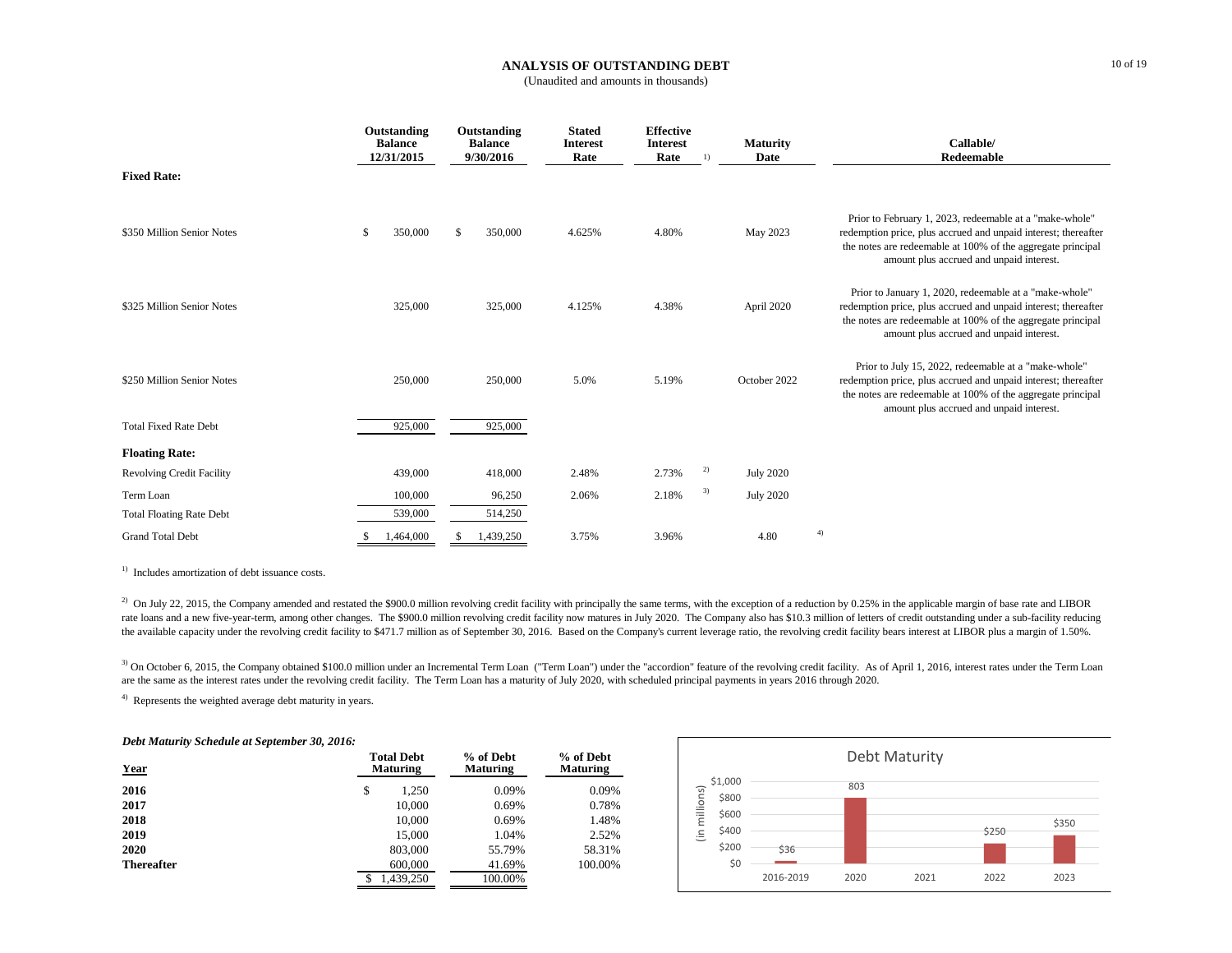## ANALYSIS OF OUTSTANDING DEBT

(Unaudited and amounts in thousands)

| | Outstanding Balance 12/31/2015 | Outstanding Balance 9/30/2016 | Stated Interest Rate | Effective Interest Rate [1] | Maturity Date | Callable/ Redeemable |
|---|---|---|---|---|---|---|
| **Fixed Rate:** | | | | | | |
| $350 Million Senior Notes | $ 350,000 | $ 350,000 | 4.625% | 4.80% | May 2023 | Prior to February 1, 2023, redeemable at a "make-whole" redemption price, plus accrued and unpaid interest; thereafter the notes are redeemable at 100% of the aggregate principal amount plus accrued and unpaid interest. |
| $325 Million Senior Notes | 325,000 | 325,000 | 4.125% | 4.38% | April 2020 | Prior to January 1, 2020, redeemable at a "make-whole" redemption price, plus accrued and unpaid interest; thereafter the notes are redeemable at 100% of the aggregate principal amount plus accrued and unpaid interest. |
| $250 Million Senior Notes | 250,000 | 250,000 | 5.0% | 5.19% | October 2022 | Prior to July 15, 2022, redeemable at a "make-whole" redemption price, plus accrued and unpaid interest; thereafter the notes are redeemable at 100% of the aggregate principal amount plus accrued and unpaid interest. |
| Total Fixed Rate Debt | 925,000 | 925,000 | | | | |
| **Floating Rate:** | | | | | | |
| Revolving Credit Facility | 439,000 | 418,000 | 2.48% | 2.73% [2] | July 2020 | |
| Term Loan | 100,000 | 96,250 | 2.06% | 2.18% [3] | July 2020 | |
| Total Floating Rate Debt | 539,000 | 514,250 | | | | |
| Grand Total Debt | $ 1,464,000 | $ 1,439,250 | 3.75% | 3.96% | 4.80 [4] | |

[1] Includes amortization of debt issuance costs.

[2] On July 22, 2015, the Company amended and restated the $900.0 million revolving credit facility with principally the same terms, with the exception of a reduction by 0.25% in the applicable margin of base rate and LIBOR rate loans and a new five-year-term, among other changes. The $900.0 million revolving credit facility now matures in July 2020. The Company also has $10.3 million of letters of credit outstanding under a sub-facility reducing the available capacity under the revolving credit facility to $471.7 million as of September 30, 2016. Based on the Company's current leverage ratio, the revolving credit facility bears interest at LIBOR plus a margin of 1.50%.

[3] On October 6, 2015, the Company obtained $100.0 million under an Incremental Term Loan ("Term Loan") under the "accordion" feature of the revolving credit facility. As of April 1, 2016, interest rates under the Term Loan are the same as the interest rates under the revolving credit facility. The Term Loan has a maturity of July 2020, with scheduled principal payments in years 2016 through 2020.

[4] Represents the weighted average debt maturity in years.

***Debt Maturity Schedule at September 30, 2016:***

| Year | Total Debt Maturing | % of Debt Maturing | % of Debt Maturing |
|---|---|---|---|
| **2016** | $ 1,250 | 0.09% | 0.09% |
| **2017** | 10,000 | 0.69% | 0.78% |
| **2018** | 10,000 | 0.69% | 1.48% |
| **2019** | 15,000 | 1.04% | 2.52% |
| **2020** | 803,000 | 55.79% | 58.31% |
| **Thereafter** | 600,000 | 41.69% | 100.00% |
| | $ 1,439,250 | 100.00% | |

**Debt Maturity** (in millions)

| 2016-2019 | 2020 | 2021 | 2022 | 2023 |
|---|---|---|---|---|
| $36 | 803 | | $250 | $350 |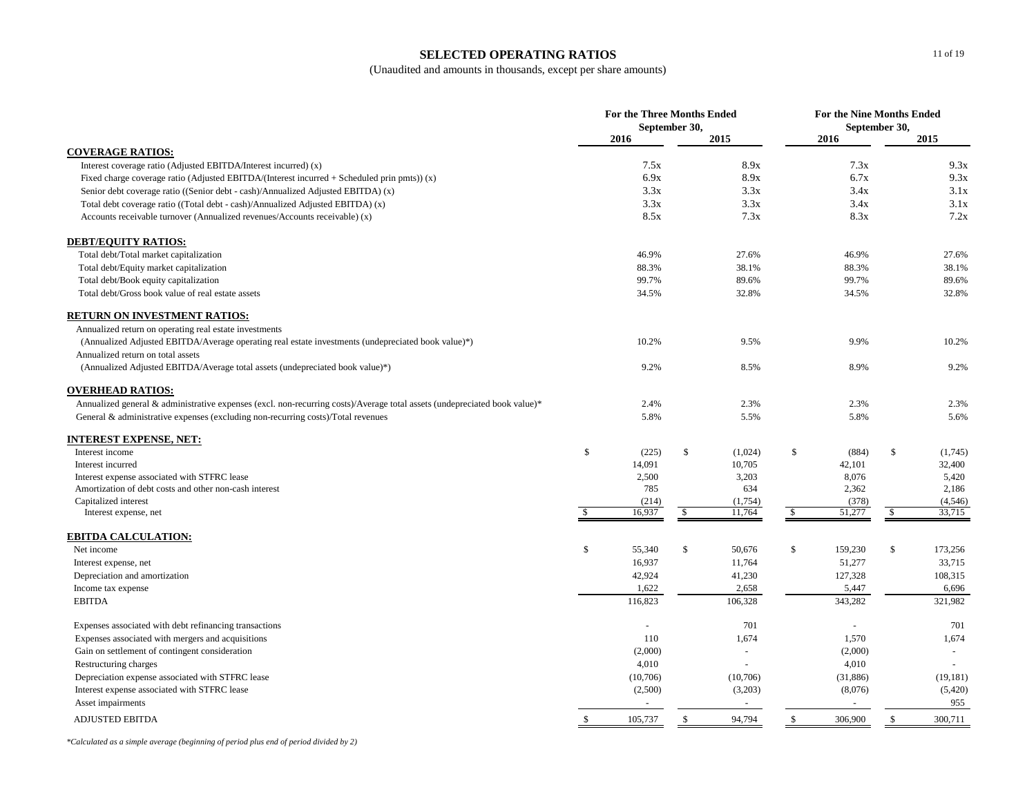# SELECTED OPERATING RATIOS

(Unaudited and amounts in thousands, except per share amounts)

| | For the Three Months Ended September 30, | | For the Nine Months Ended September 30, | |
|---|---|---|---|---|
| | 2016 | 2015 | 2016 | 2015 |
| **COVERAGE RATIOS:** | | | | |
| Interest coverage ratio (Adjusted EBITDA/Interest incurred) (x) | 7.5x | 8.9x | 7.3x | 9.3x |
| Fixed charge coverage ratio (Adjusted EBITDA/(Interest incurred + Scheduled prin pmts)) (x) | 6.9x | 8.9x | 6.7x | 9.3x |
| Senior debt coverage ratio ((Senior debt - cash)/Annualized Adjusted EBITDA) (x) | 3.3x | 3.3x | 3.4x | 3.1x |
| Total debt coverage ratio ((Total debt - cash)/Annualized Adjusted EBITDA) (x) | 3.3x | 3.3x | 3.4x | 3.1x |
| Accounts receivable turnover (Annualized revenues/Accounts receivable) (x) | 8.5x | 7.3x | 8.3x | 7.2x |
| **DEBT/EQUITY RATIOS:** | | | | |
| Total debt/Total market capitalization | 46.9% | 27.6% | 46.9% | 27.6% |
| Total debt/Equity market capitalization | 88.3% | 38.1% | 88.3% | 38.1% |
| Total debt/Book equity capitalization | 99.7% | 89.6% | 99.7% | 89.6% |
| Total debt/Gross book value of real estate assets | 34.5% | 32.8% | 34.5% | 32.8% |
| **RETURN ON INVESTMENT RATIOS:** | | | | |
| Annualized return on operating real estate investments (Annualized Adjusted EBITDA/Average operating real estate investments (undepreciated book value)*) | 10.2% | 9.5% | 9.9% | 10.2% |
| Annualized return on total assets (Annualized Adjusted EBITDA/Average total assets (undepreciated book value)*) | 9.2% | 8.5% | 8.9% | 9.2% |
| **OVERHEAD RATIOS:** | | | | |
| Annualized general & administrative expenses (excl. non-recurring costs)/Average total assets (undepreciated book value)* | 2.4% | 2.3% | 2.3% | 2.3% |
| General & administrative expenses (excluding non-recurring costs)/Total revenues | 5.8% | 5.5% | 5.8% | 5.6% |
| **INTEREST EXPENSE, NET:** | | | | |
| Interest income | $ (225) | $ (1,024) | $ (884) | $ (1,745) |
| Interest incurred | 14,091 | 10,705 | 42,101 | 32,400 |
| Interest expense associated with STFRC lease | 2,500 | 3,203 | 8,076 | 5,420 |
| Amortization of debt costs and other non-cash interest | 785 | 634 | 2,362 | 2,186 |
| Capitalized interest | (214) | (1,754) | (378) | (4,546) |
| Interest expense, net | $ 16,937 | $ 11,764 | $ 51,277 | $ 33,715 |
| **EBITDA CALCULATION:** | | | | |
| Net income | $ 55,340 | $ 50,676 | $ 159,230 | $ 173,256 |
| Interest expense, net | 16,937 | 11,764 | 51,277 | 33,715 |
| Depreciation and amortization | 42,924 | 41,230 | 127,328 | 108,315 |
| Income tax expense | 1,622 | 2,658 | 5,447 | 6,696 |
| EBITDA | 116,823 | 106,328 | 343,282 | 321,982 |
| Expenses associated with debt refinancing transactions | - | 701 | - | 701 |
| Expenses associated with mergers and acquisitions | 110 | 1,674 | 1,570 | 1,674 |
| Gain on settlement of contingent consideration | (2,000) | - | (2,000) | - |
| Restructuring charges | 4,010 | - | 4,010 | - |
| Depreciation expense associated with STFRC lease | (10,706) | (10,706) | (31,886) | (19,181) |
| Interest expense associated with STFRC lease | (2,500) | (3,203) | (8,076) | (5,420) |
| Asset impairments | - | - | - | 955 |
| ADJUSTED EBITDA | $ 105,737 | $ 94,794 | $ 306,900 | $ 300,711 |

*Calculated as a simple average (beginning of period plus end of period divided by 2)*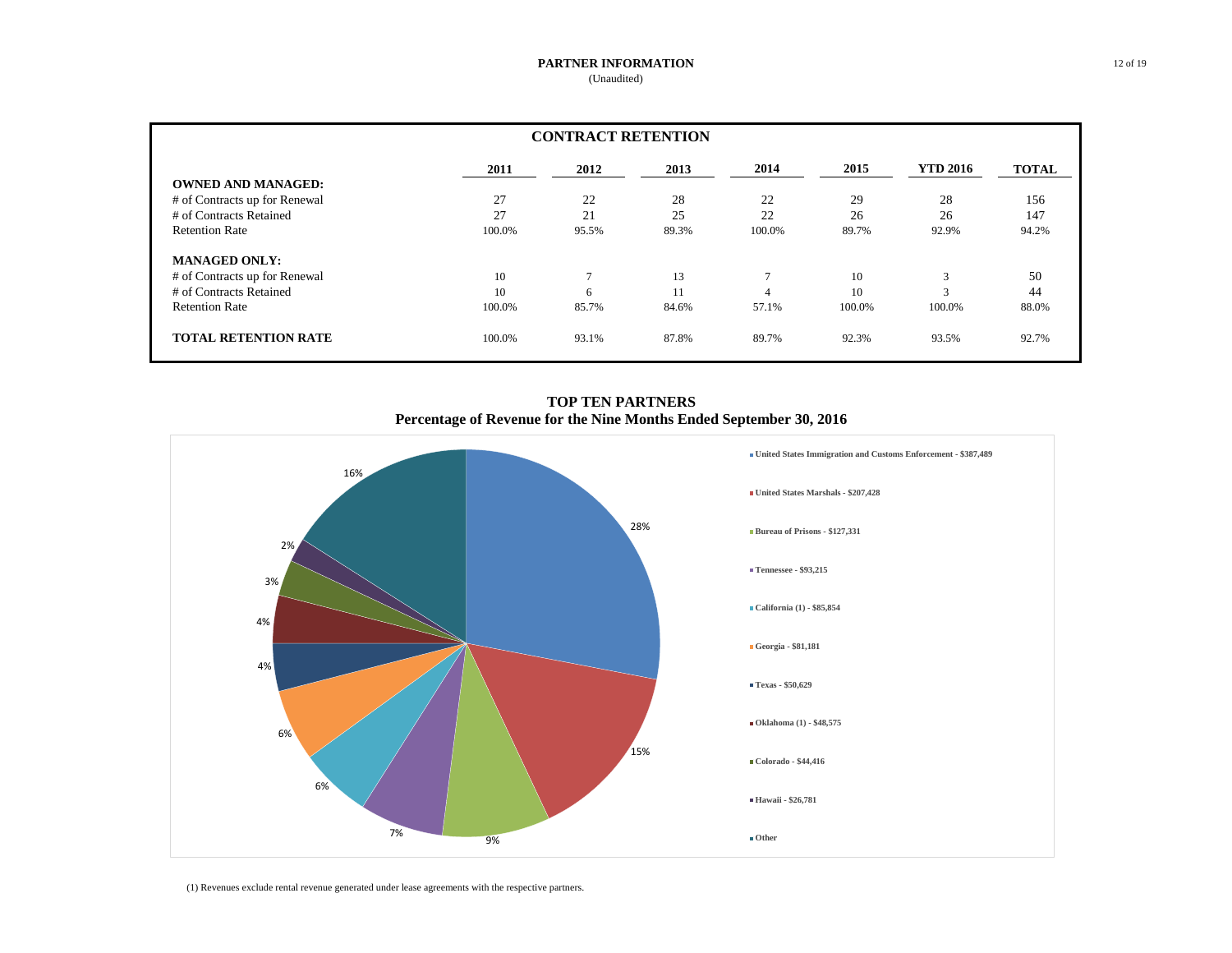# PARTNER INFORMATION
(Unaudited)

## CONTRACT RETENTION

| | 2011 | 2012 | 2013 | 2014 | 2015 | YTD 2016 | TOTAL |
|---|---|---|---|---|---|---|---|
| **OWNED AND MANAGED:** | | | | | | | |
| # of Contracts up for Renewal | 27 | 22 | 28 | 22 | 29 | 28 | 156 |
| # of Contracts Retained | 27 | 21 | 25 | 22 | 26 | 26 | 147 |
| Retention Rate | 100.0% | 95.5% | 89.3% | 100.0% | 89.7% | 92.9% | 94.2% |
| **MANAGED ONLY:** | | | | | | | |
| # of Contracts up for Renewal | 10 | 7 | 13 | 7 | 10 | 3 | 50 |
| # of Contracts Retained | 10 | 6 | 11 | 4 | 10 | 3 | 44 |
| Retention Rate | 100.0% | 85.7% | 84.6% | 57.1% | 100.0% | 100.0% | 88.0% |
| **TOTAL RETENTION RATE** | 100.0% | 93.1% | 87.8% | 89.7% | 92.3% | 93.5% | 92.7% |

## TOP TEN PARTNERS
### Percentage of Revenue for the Nine Months Ended September 30, 2016

| Partner | Revenue | Percentage |
|---|---|---|
| United States Immigration and Customs Enforcement | $387,489 | 28% |
| United States Marshals | $207,428 | 15% |
| Bureau of Prisons | $127,331 | 9% |
| Tennessee | $93,215 | 7% |
| California (1) | $85,854 | 6% |
| Georgia | $81,181 | 6% |
| Texas | $50,629 | 4% |
| Oklahoma (1) | $48,575 | 4% |
| Colorado | $44,416 | 3% |
| Hawaii | $26,781 | 2% |
| Other | | 16% |

(1) Revenues exclude rental revenue generated under lease agreements with the respective partners.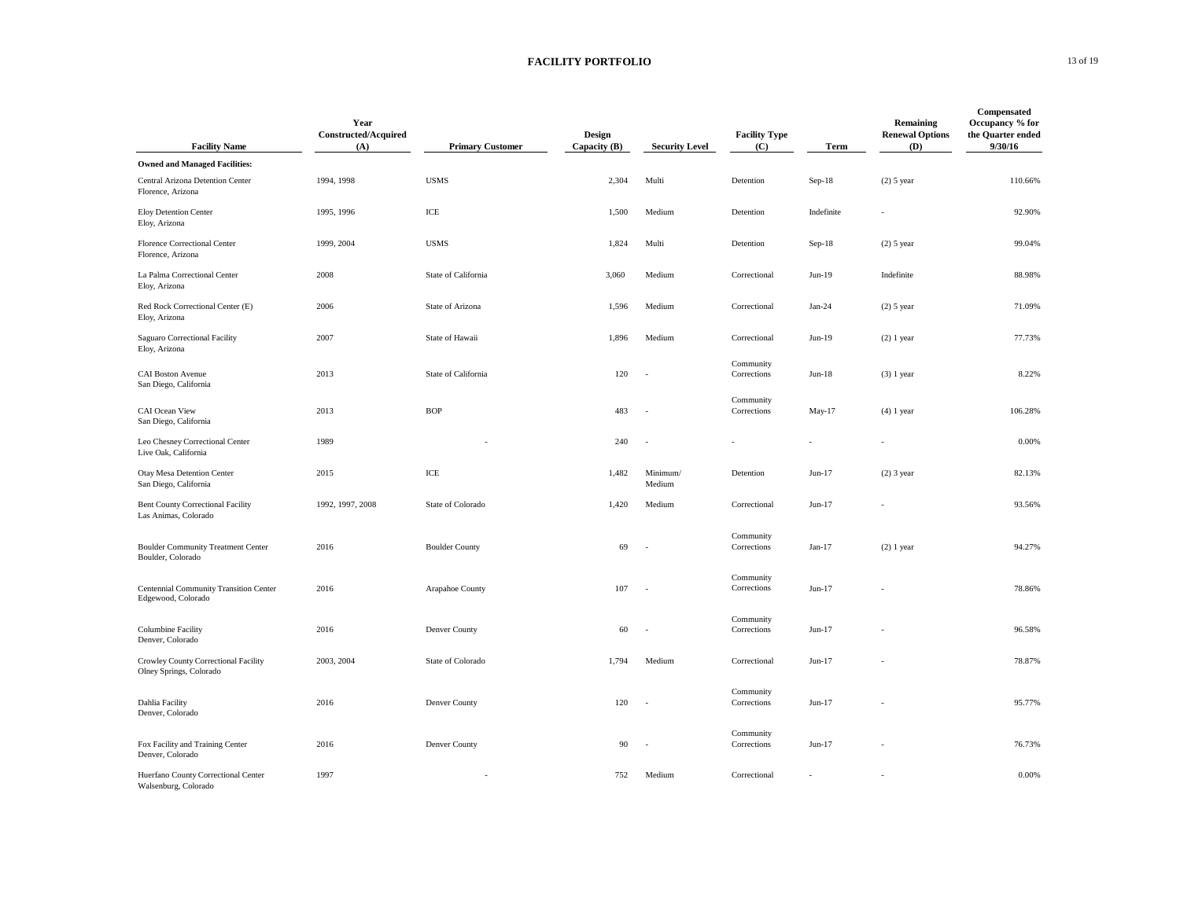# FACILITY PORTFOLIO

| Facility Name | Year Constructed/Acquired (A) | Primary Customer | Design Capacity (B) | Security Level | Facility Type (C) | Term | Remaining Renewal Options (D) | Compensated Occupancy % for the Quarter ended 9/30/16 |
|---|---|---|---|---|---|---|---|---|
| **Owned and Managed Facilities:** | | | | | | | | |
| Central Arizona Detention Center Florence, Arizona | 1994, 1998 | USMS | 2,304 | Multi | Detention | Sep-18 | (2) 5 year | 110.66% |
| Eloy Detention Center Eloy, Arizona | 1995, 1996 | ICE | 1,500 | Medium | Detention | Indefinite | - | 92.90% |
| Florence Correctional Center Florence, Arizona | 1999, 2004 | USMS | 1,824 | Multi | Detention | Sep-18 | (2) 5 year | 99.04% |
| La Palma Correctional Center Eloy, Arizona | 2008 | State of California | 3,060 | Medium | Correctional | Jun-19 | Indefinite | 88.98% |
| Red Rock Correctional Center (E) Eloy, Arizona | 2006 | State of Arizona | 1,596 | Medium | Correctional | Jan-24 | (2) 5 year | 71.09% |
| Saguaro Correctional Facility Eloy, Arizona | 2007 | State of Hawaii | 1,896 | Medium | Correctional | Jun-19 | (2) 1 year | 77.73% |
| CAI Boston Avenue San Diego, California | 2013 | State of California | 120 | - | Community Corrections | Jun-18 | (3) 1 year | 8.22% |
| CAI Ocean View San Diego, California | 2013 | BOP | 483 | - | Community Corrections | May-17 | (4) 1 year | 106.28% |
| Leo Chesney Correctional Center Live Oak, California | 1989 | - | 240 | - | - | - | - | 0.00% |
| Otay Mesa Detention Center San Diego, California | 2015 | ICE | 1,482 | Minimum/ Medium | Detention | Jun-17 | (2) 3 year | 82.13% |
| Bent County Correctional Facility Las Animas, Colorado | 1992, 1997, 2008 | State of Colorado | 1,420 | Medium | Correctional | Jun-17 | - | 93.56% |
| Boulder Community Treatment Center Boulder, Colorado | 2016 | Boulder County | 69 | - | Community Corrections | Jan-17 | (2) 1 year | 94.27% |
| Centennial Community Transition Center Edgewood, Colorado | 2016 | Arapahoe County | 107 | - | Community Corrections | Jun-17 | - | 78.86% |
| Columbine Facility Denver, Colorado | 2016 | Denver County | 60 | - | Community Corrections | Jun-17 | - | 96.58% |
| Crowley County Correctional Facility Olney Springs, Colorado | 2003, 2004 | State of Colorado | 1,794 | Medium | Correctional | Jun-17 | - | 78.87% |
| Dahlia Facility Denver, Colorado | 2016 | Denver County | 120 | - | Community Corrections | Jun-17 | - | 95.77% |
| Fox Facility and Training Center Denver, Colorado | 2016 | Denver County | 90 | - | Community Corrections | Jun-17 | - | 76.73% |
| Huerfano County Correctional Center Walsenburg, Colorado | 1997 | - | 752 | Medium | Correctional | - | - | 0.00% |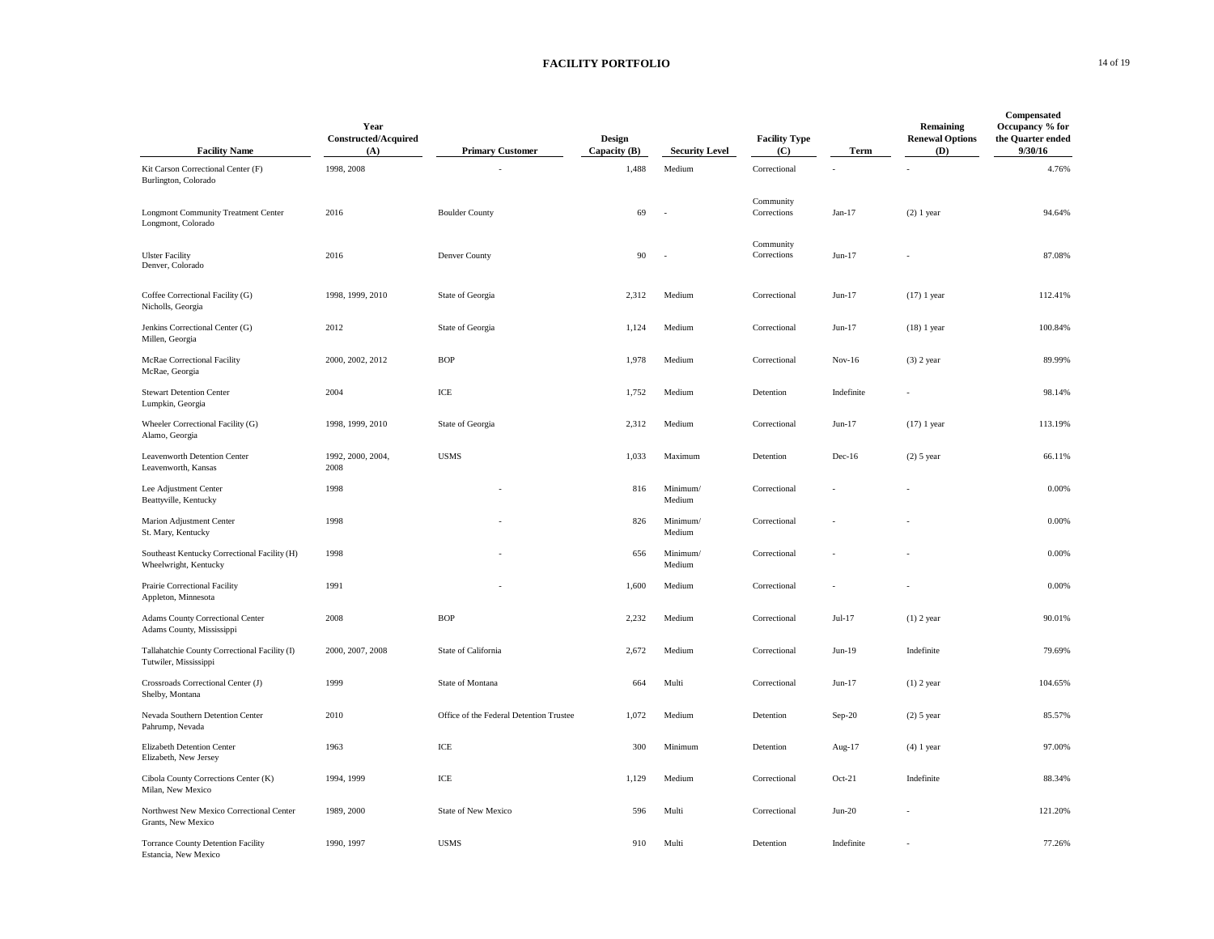## FACILITY PORTFOLIO

| Facility Name | Year Constructed/Acquired (A) | Primary Customer | Design Capacity (B) | Security Level | Facility Type (C) | Term | Remaining Renewal Options (D) | Compensated Occupancy % for the Quarter ended 9/30/16 |
|---|---|---|---|---|---|---|---|---|
| Kit Carson Correctional Center (F) Burlington, Colorado | 1998, 2008 | - | 1,488 | Medium | Correctional | - | - | 4.76% |
| Longmont Community Treatment Center Longmont, Colorado | 2016 | Boulder County | 69 | - | Community Corrections | Jan-17 | (2) 1 year | 94.64% |
| Ulster Facility Denver, Colorado | 2016 | Denver County | 90 | - | Community Corrections | Jun-17 | - | 87.08% |
| Coffee Correctional Facility (G) Nicholls, Georgia | 1998, 1999, 2010 | State of Georgia | 2,312 | Medium | Correctional | Jun-17 | (17) 1 year | 112.41% |
| Jenkins Correctional Center (G) Millen, Georgia | 2012 | State of Georgia | 1,124 | Medium | Correctional | Jun-17 | (18) 1 year | 100.84% |
| McRae Correctional Facility McRae, Georgia | 2000, 2002, 2012 | BOP | 1,978 | Medium | Correctional | Nov-16 | (3) 2 year | 89.99% |
| Stewart Detention Center Lumpkin, Georgia | 2004 | ICE | 1,752 | Medium | Detention | Indefinite | - | 98.14% |
| Wheeler Correctional Facility (G) Alamo, Georgia | 1998, 1999, 2010 | State of Georgia | 2,312 | Medium | Correctional | Jun-17 | (17) 1 year | 113.19% |
| Leavenworth Detention Center Leavenworth, Kansas | 1992, 2000, 2004, 2008 | USMS | 1,033 | Maximum | Detention | Dec-16 | (2) 5 year | 66.11% |
| Lee Adjustment Center Beattyville, Kentucky | 1998 | - | 816 | Minimum/ Medium | Correctional | - | - | 0.00% |
| Marion Adjustment Center St. Mary, Kentucky | 1998 | - | 826 | Minimum/ Medium | Correctional | - | - | 0.00% |
| Southeast Kentucky Correctional Facility (H) Wheelwright, Kentucky | 1998 | - | 656 | Minimum/ Medium | Correctional | - | - | 0.00% |
| Prairie Correctional Facility Appleton, Minnesota | 1991 | - | 1,600 | Medium | Correctional | - | - | 0.00% |
| Adams County Correctional Center Adams County, Mississippi | 2008 | BOP | 2,232 | Medium | Correctional | Jul-17 | (1) 2 year | 90.01% |
| Tallahatchie County Correctional Facility (I) Tutwiler, Mississippi | 2000, 2007, 2008 | State of California | 2,672 | Medium | Correctional | Jun-19 | Indefinite | 79.69% |
| Crossroads Correctional Center (J) Shelby, Montana | 1999 | State of Montana | 664 | Multi | Correctional | Jun-17 | (1) 2 year | 104.65% |
| Nevada Southern Detention Center Pahrump, Nevada | 2010 | Office of the Federal Detention Trustee | 1,072 | Medium | Detention | Sep-20 | (2) 5 year | 85.57% |
| Elizabeth Detention Center Elizabeth, New Jersey | 1963 | ICE | 300 | Minimum | Detention | Aug-17 | (4) 1 year | 97.00% |
| Cibola County Corrections Center (K) Milan, New Mexico | 1994, 1999 | ICE | 1,129 | Medium | Correctional | Oct-21 | Indefinite | 88.34% |
| Northwest New Mexico Correctional Center Grants, New Mexico | 1989, 2000 | State of New Mexico | 596 | Multi | Correctional | Jun-20 | - | 121.20% |
| Torrance County Detention Facility Estancia, New Mexico | 1990, 1997 | USMS | 910 | Multi | Detention | Indefinite | - | 77.26% |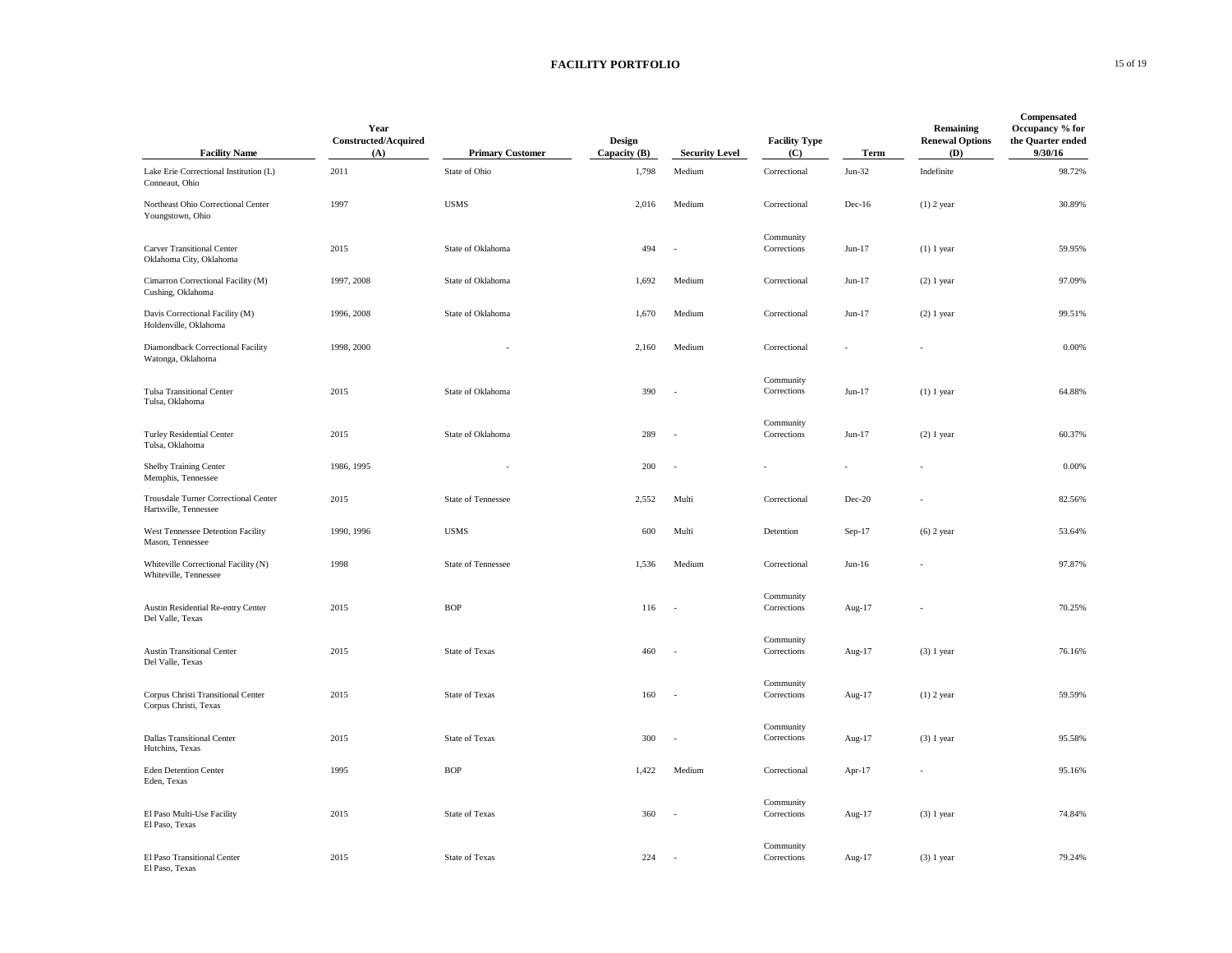# FACILITY PORTFOLIO

| Facility Name | Year Constructed/Acquired (A) | Primary Customer | Design Capacity (B) | Security Level | Facility Type (C) | Term | Remaining Renewal Options (D) | Compensated Occupancy % for the Quarter ended 9/30/16 |
|---|---|---|---|---|---|---|---|---|
| Lake Erie Correctional Institution (L) Conneaut, Ohio | 2011 | State of Ohio | 1,798 | Medium | Correctional | Jun-32 | Indefinite | 98.72% |
| Northeast Ohio Correctional Center Youngstown, Ohio | 1997 | USMS | 2,016 | Medium | Correctional | Dec-16 | (1) 2 year | 30.89% |
| Carver Transitional Center Oklahoma City, Oklahoma | 2015 | State of Oklahoma | 494 | - | Community Corrections | Jun-17 | (1) 1 year | 59.95% |
| Cimarron Correctional Facility (M) Cushing, Oklahoma | 1997, 2008 | State of Oklahoma | 1,692 | Medium | Correctional | Jun-17 | (2) 1 year | 97.09% |
| Davis Correctional Facility (M) Holdenville, Oklahoma | 1996, 2008 | State of Oklahoma | 1,670 | Medium | Correctional | Jun-17 | (2) 1 year | 99.51% |
| Diamondback Correctional Facility Watonga, Oklahoma | 1998, 2000 | - | 2,160 | Medium | Correctional | - | - | 0.00% |
| Tulsa Transitional Center Tulsa, Oklahoma | 2015 | State of Oklahoma | 390 | - | Community Corrections | Jun-17 | (1) 1 year | 64.88% |
| Turley Residential Center Tulsa, Oklahoma | 2015 | State of Oklahoma | 289 | - | Community Corrections | Jun-17 | (2) 1 year | 60.37% |
| Shelby Training Center Memphis, Tennessee | 1986, 1995 | - | 200 | - | - | - | - | 0.00% |
| Trousdale Turner Correctional Center Hartsville, Tennessee | 2015 | State of Tennessee | 2,552 | Multi | Correctional | Dec-20 | - | 82.56% |
| West Tennessee Detention Facility Mason, Tennessee | 1990, 1996 | USMS | 600 | Multi | Detention | Sep-17 | (6) 2 year | 53.64% |
| Whiteville Correctional Facility (N) Whiteville, Tennessee | 1998 | State of Tennessee | 1,536 | Medium | Correctional | Jun-16 | - | 97.87% |
| Austin Residential Re-entry Center Del Valle, Texas | 2015 | BOP | 116 | - | Community Corrections | Aug-17 | - | 70.25% |
| Austin Transitional Center Del Valle, Texas | 2015 | State of Texas | 460 | - | Community Corrections | Aug-17 | (3) 1 year | 76.16% |
| Corpus Christi Transitional Center Corpus Christi, Texas | 2015 | State of Texas | 160 | - | Community Corrections | Aug-17 | (1) 2 year | 59.59% |
| Dallas Transitional Center Hutchins, Texas | 2015 | State of Texas | 300 | - | Community Corrections | Aug-17 | (3) 1 year | 95.58% |
| Eden Detention Center Eden, Texas | 1995 | BOP | 1,422 | Medium | Correctional | Apr-17 | - | 95.16% |
| El Paso Multi-Use Facility El Paso, Texas | 2015 | State of Texas | 360 | - | Community Corrections | Aug-17 | (3) 1 year | 74.84% |
| El Paso Transitional Center El Paso, Texas | 2015 | State of Texas | 224 | - | Community Corrections | Aug-17 | (3) 1 year | 79.24% |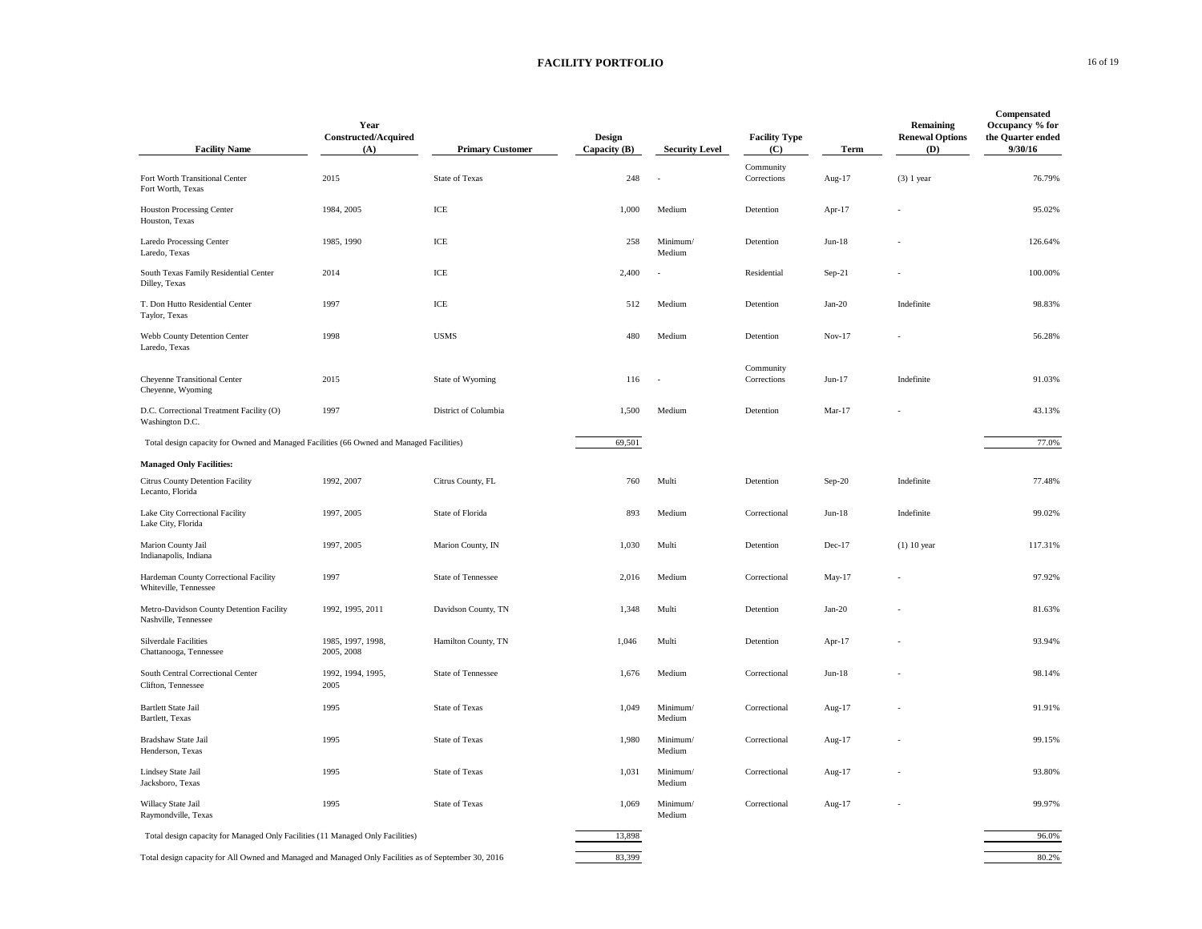## FACILITY PORTFOLIO

| Facility Name | Year Constructed/Acquired (A) | Primary Customer | Design Capacity (B) | Security Level | Facility Type (C) | Term | Remaining Renewal Options (D) | Compensated Occupancy % for the Quarter ended 9/30/16 |
|---|---|---|---|---|---|---|---|---|
| Fort Worth Transitional Center<br>Fort Worth, Texas | 2015 | State of Texas | 248 | - | Community Corrections | Aug-17 | (3) 1 year | 76.79% |
| Houston Processing Center<br>Houston, Texas | 1984, 2005 | ICE | 1,000 | Medium | Detention | Apr-17 | - | 95.02% |
| Laredo Processing Center<br>Laredo, Texas | 1985, 1990 | ICE | 258 | Minimum/ Medium | Detention | Jun-18 | - | 126.64% |
| South Texas Family Residential Center<br>Dilley, Texas | 2014 | ICE | 2,400 | - | Residential | Sep-21 | - | 100.00% |
| T. Don Hutto Residential Center<br>Taylor, Texas | 1997 | ICE | 512 | Medium | Detention | Jan-20 | Indefinite | 98.83% |
| Webb County Detention Center<br>Laredo, Texas | 1998 | USMS | 480 | Medium | Detention | Nov-17 | - | 56.28% |
| Cheyenne Transitional Center<br>Cheyenne, Wyoming | 2015 | State of Wyoming | 116 | - | Community Corrections | Jun-17 | Indefinite | 91.03% |
| D.C. Correctional Treatment Facility (O)<br>Washington D.C. | 1997 | District of Columbia | 1,500 | Medium | Detention | Mar-17 | - | 43.13% |
| Total design capacity for Owned and Managed Facilities (66 Owned and Managed Facilities) | | | 69,501 | | | | | 77.0% |
| **Managed Only Facilities:** | | | | | | | | |
| Citrus County Detention Facility<br>Lecanto, Florida | 1992, 2007 | Citrus County, FL | 760 | Multi | Detention | Sep-20 | Indefinite | 77.48% |
| Lake City Correctional Facility<br>Lake City, Florida | 1997, 2005 | State of Florida | 893 | Medium | Correctional | Jun-18 | Indefinite | 99.02% |
| Marion County Jail<br>Indianapolis, Indiana | 1997, 2005 | Marion County, IN | 1,030 | Multi | Detention | Dec-17 | (1) 10 year | 117.31% |
| Hardeman County Correctional Facility<br>Whiteville, Tennessee | 1997 | State of Tennessee | 2,016 | Medium | Correctional | May-17 | - | 97.92% |
| Metro-Davidson County Detention Facility<br>Nashville, Tennessee | 1992, 1995, 2011 | Davidson County, TN | 1,348 | Multi | Detention | Jan-20 | - | 81.63% |
| Silverdale Facilities<br>Chattanooga, Tennessee | 1985, 1997, 1998, 2005, 2008 | Hamilton County, TN | 1,046 | Multi | Detention | Apr-17 | - | 93.94% |
| South Central Correctional Center<br>Clifton, Tennessee | 1992, 1994, 1995, 2005 | State of Tennessee | 1,676 | Medium | Correctional | Jun-18 | - | 98.14% |
| Bartlett State Jail<br>Bartlett, Texas | 1995 | State of Texas | 1,049 | Minimum/ Medium | Correctional | Aug-17 | - | 91.91% |
| Bradshaw State Jail<br>Henderson, Texas | 1995 | State of Texas | 1,980 | Minimum/ Medium | Correctional | Aug-17 | - | 99.15% |
| Lindsey State Jail<br>Jacksboro, Texas | 1995 | State of Texas | 1,031 | Minimum/ Medium | Correctional | Aug-17 | - | 93.80% |
| Willacy State Jail<br>Raymondville, Texas | 1995 | State of Texas | 1,069 | Minimum/ Medium | Correctional | Aug-17 | - | 99.97% |
| Total design capacity for Managed Only Facilities (11 Managed Only Facilities) | | | 13,898 | | | | | 96.0% |
| Total design capacity for All Owned and Managed and Managed Only Facilities as of September 30, 2016 | | | 83,399 | | | | | 80.2% |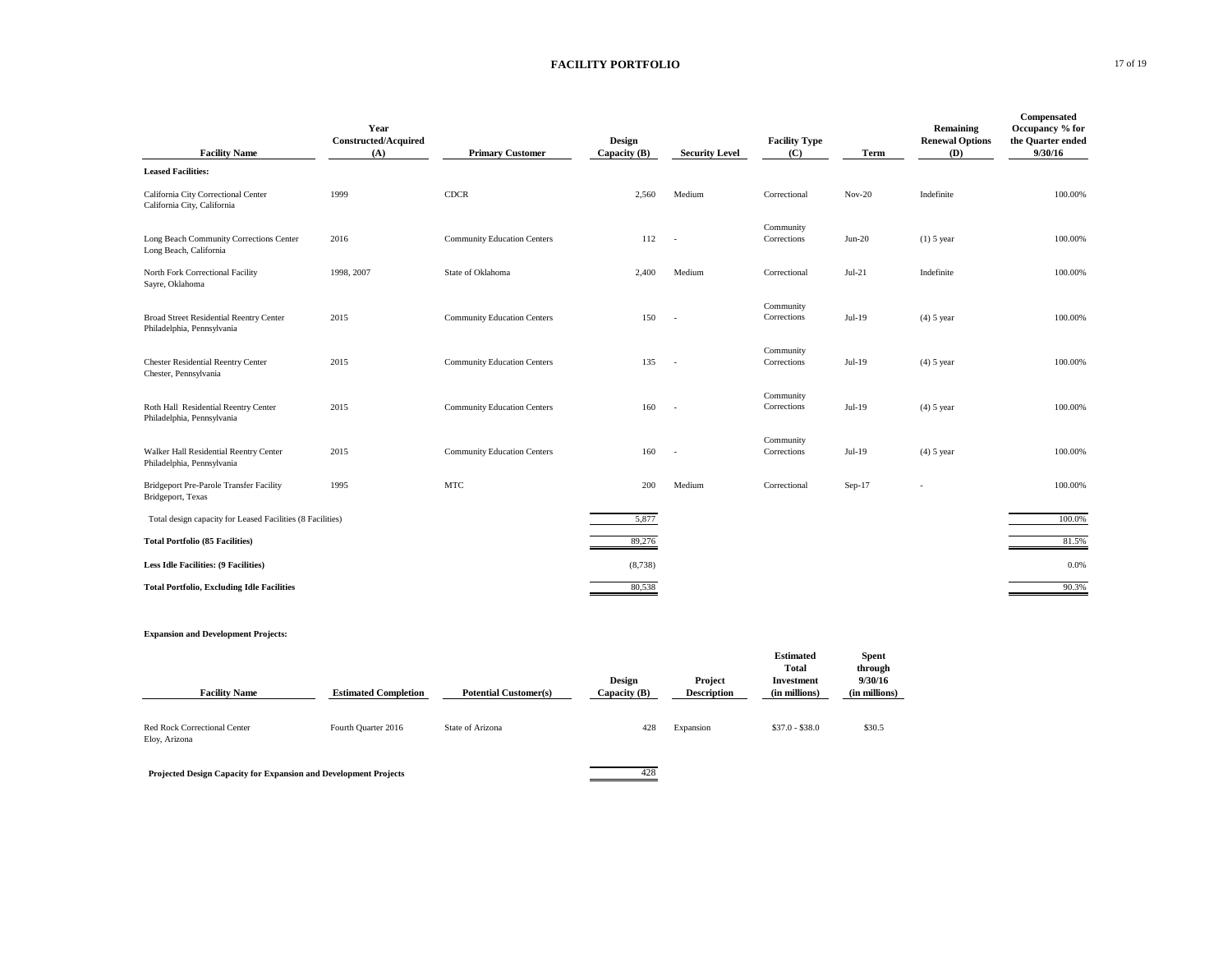# FACILITY PORTFOLIO

| Facility Name | Year Constructed/Acquired (A) | Primary Customer | Design Capacity (B) | Security Level | Facility Type (C) | Term | Remaining Renewal Options (D) | Compensated Occupancy % for the Quarter ended 9/30/16 |
|---|---|---|---|---|---|---|---|---|
| **Leased Facilities:** | | | | | | | | |
| California City Correctional Center<br>California City, California | 1999 | CDCR | 2,560 | Medium | Correctional | Nov-20 | Indefinite | 100.00% |
| Long Beach Community Corrections Center<br>Long Beach, California | 2016 | Community Education Centers | 112 | - | Community Corrections | Jun-20 | (1) 5 year | 100.00% |
| North Fork Correctional Facility<br>Sayre, Oklahoma | 1998, 2007 | State of Oklahoma | 2,400 | Medium | Correctional | Jul-21 | Indefinite | 100.00% |
| Broad Street Residential Reentry Center<br>Philadelphia, Pennsylvania | 2015 | Community Education Centers | 150 | - | Community Corrections | Jul-19 | (4) 5 year | 100.00% |
| Chester Residential Reentry Center<br>Chester, Pennsylvania | 2015 | Community Education Centers | 135 | - | Community Corrections | Jul-19 | (4) 5 year | 100.00% |
| Roth Hall Residential Reentry Center<br>Philadelphia, Pennsylvania | 2015 | Community Education Centers | 160 | - | Community Corrections | Jul-19 | (4) 5 year | 100.00% |
| Walker Hall Residential Reentry Center<br>Philadelphia, Pennsylvania | 2015 | Community Education Centers | 160 | - | Community Corrections | Jul-19 | (4) 5 year | 100.00% |
| Bridgeport Pre-Parole Transfer Facility<br>Bridgeport, Texas | 1995 | MTC | 200 | Medium | Correctional | Sep-17 | - | 100.00% |
| Total design capacity for Leased Facilities (8 Facilities) | | | 5,877 | | | | | 100.0% |
| **Total Portfolio (85 Facilities)** | | | 89,276 | | | | | 81.5% |
| **Less Idle Facilities: (9 Facilities)** | | | (8,738) | | | | | 0.0% |
| **Total Portfolio, Excluding Idle Facilities** | | | 80,538 | | | | | 90.3% |

**Expansion and Development Projects:**

| Facility Name | Estimated Completion | Potential Customer(s) | Design Capacity (B) | Project Description | Estimated Total Investment (in millions) | Spent through 9/30/16 (in millions) |
|---|---|---|---|---|---|---|
| Red Rock Correctional Center<br>Eloy, Arizona | Fourth Quarter 2016 | State of Arizona | 428 | Expansion | $37.0 - $38.0 | $30.5 |
| **Projected Design Capacity for Expansion and Development Projects** | | | 428 | | | |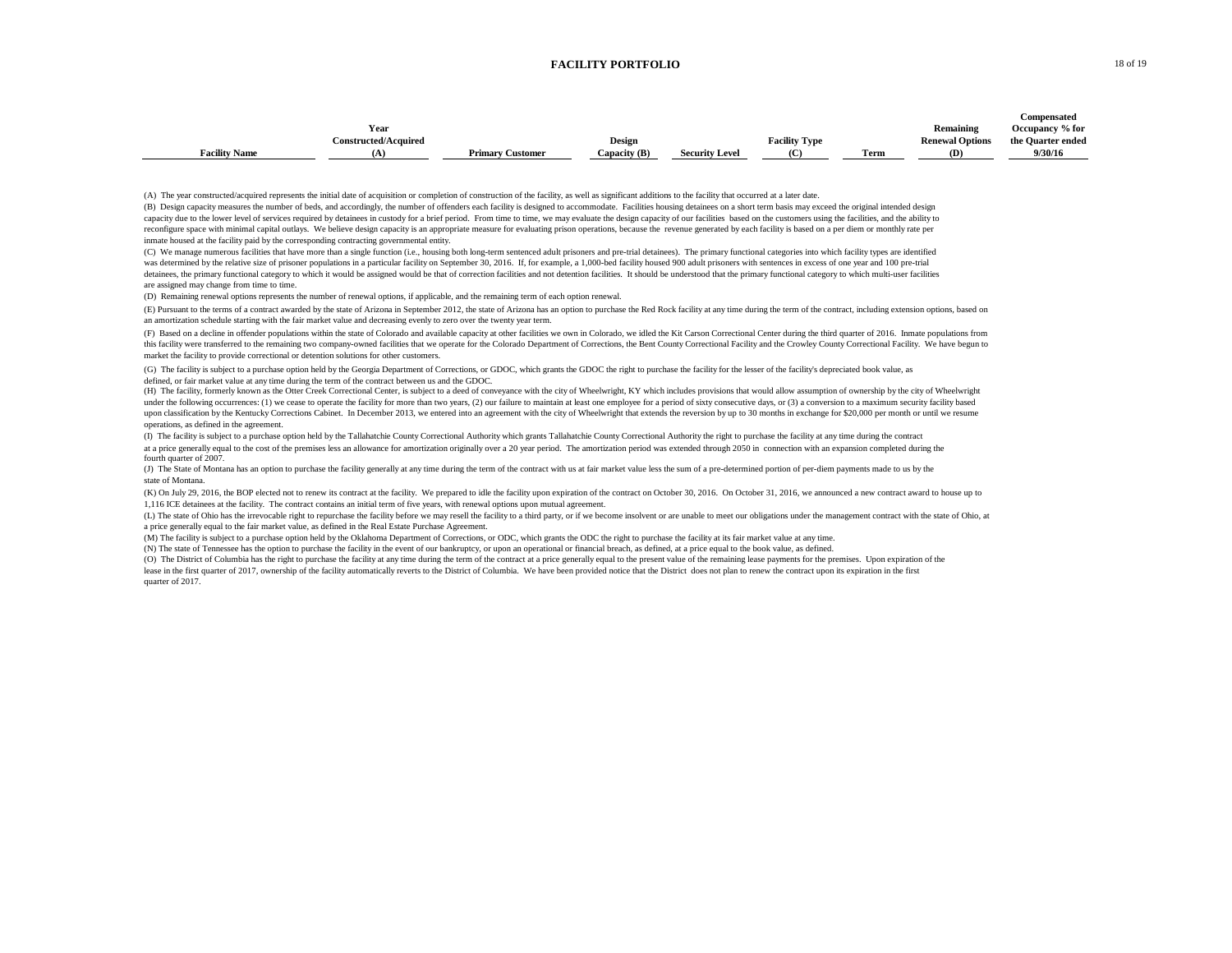## FACILITY PORTFOLIO

| Facility Name | Year Constructed/Acquired (A) | Primary Customer | Design Capacity (B) | Security Level | Facility Type (C) | Term | Remaining Renewal Options (D) | Compensated Occupancy % for the Quarter ended 9/30/16 |
|---|---|---|---|---|---|---|---|---|

(A) The year constructed/acquired represents the initial date of acquisition or completion of construction of the facility, as well as significant additions to the facility that occurred at a later date.

(B) Design capacity measures the number of beds, and accordingly, the number of offenders each facility is designed to accommodate. Facilities housing detainees on a short term basis may exceed the original intended design capacity due to the lower level of services required by detainees in custody for a brief period. From time to time, we may evaluate the design capacity of our facilities based on the customers using the facilities, and the ability to reconfigure space with minimal capital outlays. We believe design capacity is an appropriate measure for evaluating prison operations, because the revenue generated by each facility is based on a per diem or monthly rate per inmate housed at the facility paid by the corresponding contracting governmental entity.

(C) We manage numerous facilities that have more than a single function (i.e., housing both long-term sentenced adult prisoners and pre-trial detainees). The primary functional categories into which facility types are identified was determined by the relative size of prisoner populations in a particular facility on September 30, 2016. If, for example, a 1,000-bed facility housed 900 adult prisoners with sentences in excess of one year and 100 pre-trial detainees, the primary functional category to which it would be assigned would be that of correction facilities and not detention facilities. It should be understood that the primary functional category to which multi-user facilities are assigned may change from time to time.

(D) Remaining renewal options represents the number of renewal options, if applicable, and the remaining term of each option renewal.

(E) Pursuant to the terms of a contract awarded by the state of Arizona in September 2012, the state of Arizona has an option to purchase the Red Rock facility at any time during the term of the contract, including extension options, based on an amortization schedule starting with the fair market value and decreasing evenly to zero over the twenty year term.

(F) Based on a decline in offender populations within the state of Colorado and available capacity at other facilities we own in Colorado, we idled the Kit Carson Correctional Center during the third quarter of 2016. Inmate populations from this facility were transferred to the remaining two company-owned facilities that we operate for the Colorado Department of Corrections, the Bent County Correctional Facility and the Crowley County Correctional Facility. We have begun to market the facility to provide correctional or detention solutions for other customers.

(G) The facility is subject to a purchase option held by the Georgia Department of Corrections, or GDOC, which grants the GDOC the right to purchase the facility for the lesser of the facility's depreciated book value, as defined, or fair market value at any time during the term of the contract between us and the GDOC.

(H) The facility, formerly known as the Otter Creek Correctional Center, is subject to a deed of conveyance with the city of Wheelwright, KY which includes provisions that would allow assumption of ownership by the city of Wheelwright under the following occurrences: (1) we cease to operate the facility for more than two years, (2) our failure to maintain at least one employee for a period of sixty consecutive days, or (3) a conversion to a maximum security facility based upon classification by the Kentucky Corrections Cabinet. In December 2013, we entered into an agreement with the city of Wheelwright that extends the reversion by up to 30 months in exchange for $20,000 per month or until we resume operations, as defined in the agreement.

(I) The facility is subject to a purchase option held by the Tallahatchie County Correctional Authority which grants Tallahatchie County Correctional Authority the right to purchase the facility at any time during the contract at a price generally equal to the cost of the premises less an allowance for amortization originally over a 20 year period. The amortization period was extended through 2050 in connection with an expansion completed during the fourth quarter of 2007.

(J) The State of Montana has an option to purchase the facility generally at any time during the term of the contract with us at fair market value less the sum of a pre-determined portion of per-diem payments made to us by the state of Montana.

(K) On July 29, 2016, the BOP elected not to renew its contract at the facility. We prepared to idle the facility upon expiration of the contract on October 30, 2016. On October 31, 2016, we announced a new contract award to house up to 1,116 ICE detainees at the facility. The contract contains an initial term of five years, with renewal options upon mutual agreement.

(L) The state of Ohio has the irrevocable right to repurchase the facility before we may resell the facility to a third party, or if we become insolvent or are unable to meet our obligations under the management contract with the state of Ohio, at a price generally equal to the fair market value, as defined in the Real Estate Purchase Agreement.

(M) The facility is subject to a purchase option held by the Oklahoma Department of Corrections, or ODC, which grants the ODC the right to purchase the facility at its fair market value at any time.

(N) The state of Tennessee has the option to purchase the facility in the event of our bankruptcy, or upon an operational or financial breach, as defined, at a price equal to the book value, as defined.

(O) The District of Columbia has the right to purchase the facility at any time during the term of the contract at a price generally equal to the present value of the remaining lease payments for the premises. Upon expiration of the lease in the first quarter of 2017, ownership of the facility automatically reverts to the District of Columbia. We have been provided notice that the District does not plan to renew the contract upon its expiration in the first quarter of 2017.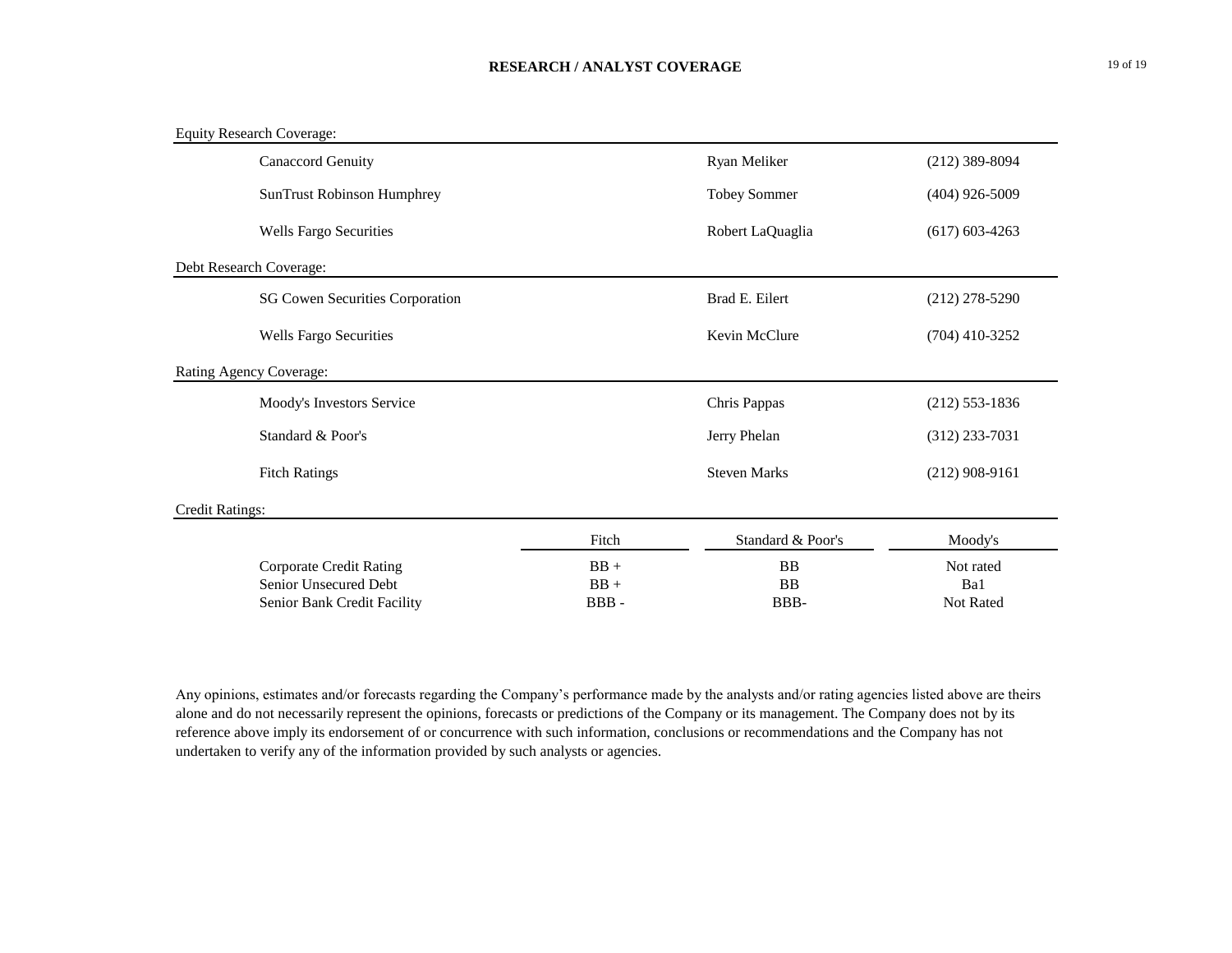# RESEARCH / ANALYST COVERAGE

## Equity Research Coverage:

| | | |
|---|---|---|
| Canaccord Genuity | Ryan Meliker | (212) 389-8094 |
| SunTrust Robinson Humphrey | Tobey Sommer | (404) 926-5009 |
| Wells Fargo Securities | Robert LaQuaglia | (617) 603-4263 |

## Debt Research Coverage:

| | | |
|---|---|---|
| SG Cowen Securities Corporation | Brad E. Eilert | (212) 278-5290 |
| Wells Fargo Securities | Kevin McClure | (704) 410-3252 |

## Rating Agency Coverage:

| | | |
|---|---|---|
| Moody's Investors Service | Chris Pappas | (212) 553-1836 |
| Standard & Poor's | Jerry Phelan | (312) 233-7031 |
| Fitch Ratings | Steven Marks | (212) 908-9161 |

## Credit Ratings:

| | Fitch | Standard & Poor's | Moody's |
|---|---|---|---|
| Corporate Credit Rating | BB + | BB | Not rated |
| Senior Unsecured Debt | BB + | BB | Ba1 |
| Senior Bank Credit Facility | BBB - | BBB- | Not Rated |

Any opinions, estimates and/or forecasts regarding the Company's performance made by the analysts and/or rating agencies listed above are theirs alone and do not necessarily represent the opinions, forecasts or predictions of the Company or its management. The Company does not by its reference above imply its endorsement of or concurrence with such information, conclusions or recommendations and the Company has not undertaken to verify any of the information provided by such analysts or agencies.